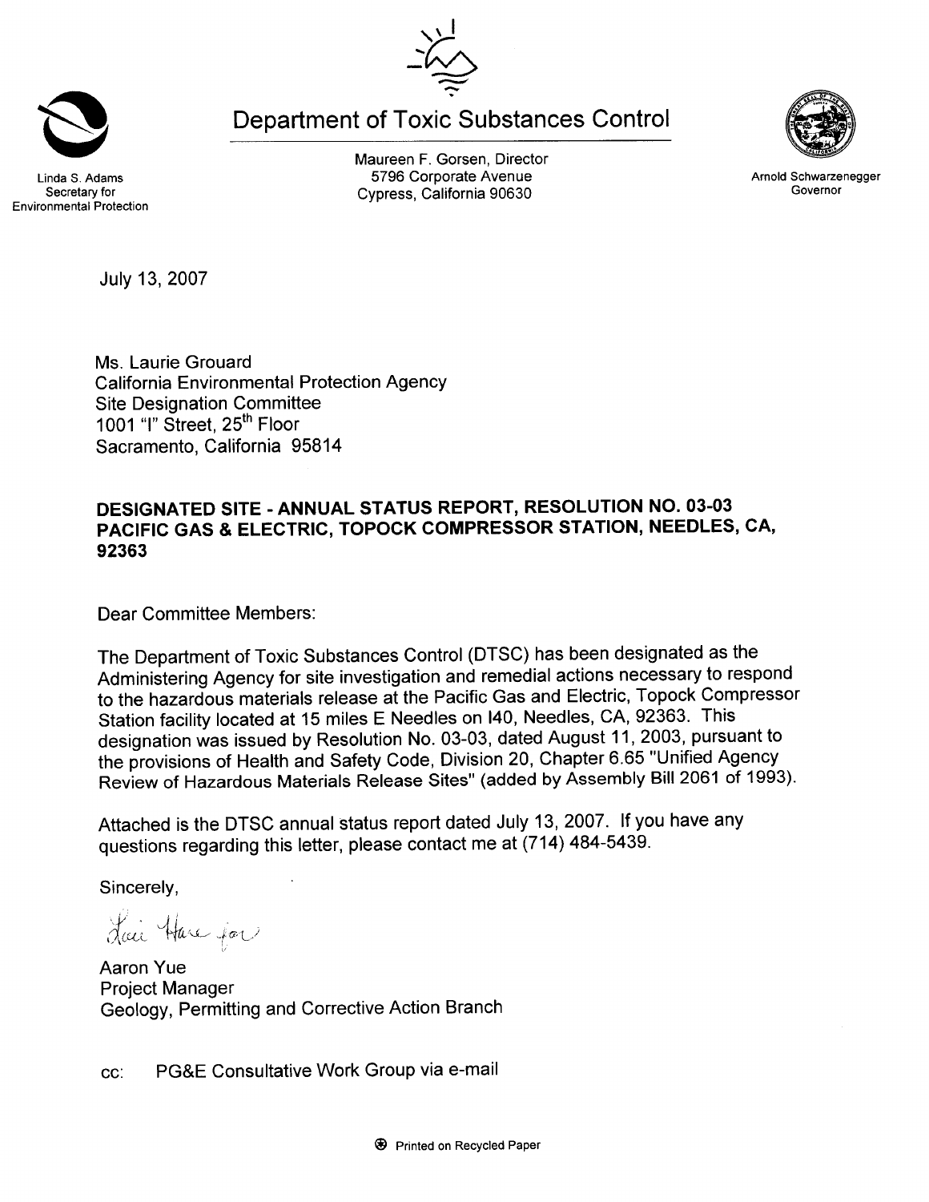Linda S. Adams
Secretary for
Environmental Protection

# Department of Toxic Substances Control

Maureen F. Gorsen, Director
5796 Corporate Avenue
Cypress, California 90630

Arnold Schwarzenegger
Governor

July 13, 2007

Ms. Laurie Grouard
California Environmental Protection Agency
Site Designation Committee
1001 "I" Street, 25th Floor
Sacramento, California 95814

**DESIGNATED SITE - ANNUAL STATUS REPORT, RESOLUTION NO. 03-03 PACIFIC GAS & ELECTRIC, TOPOCK COMPRESSOR STATION, NEEDLES, CA, 92363**

Dear Committee Members:

The Department of Toxic Substances Control (DTSC) has been designated as the Administering Agency for site investigation and remedial actions necessary to respond to the hazardous materials release at the Pacific Gas and Electric, Topock Compressor Station facility located at 15 miles E Needles on I40, Needles, CA, 92363. This designation was issued by Resolution No. 03-03, dated August 11, 2003, pursuant to the provisions of Health and Safety Code, Division 20, Chapter 6.65 "Unified Agency Review of Hazardous Materials Release Sites" (added by Assembly Bill 2061 of 1993).

Attached is the DTSC annual status report dated July 13, 2007. If you have any questions regarding this letter, please contact me at (714) 484-5439.

Sincerely,

Lori Hare for

Aaron Yue
Project Manager
Geology, Permitting and Corrective Action Branch

cc: PG&E Consultative Work Group via e-mail

Printed on Recycled Paper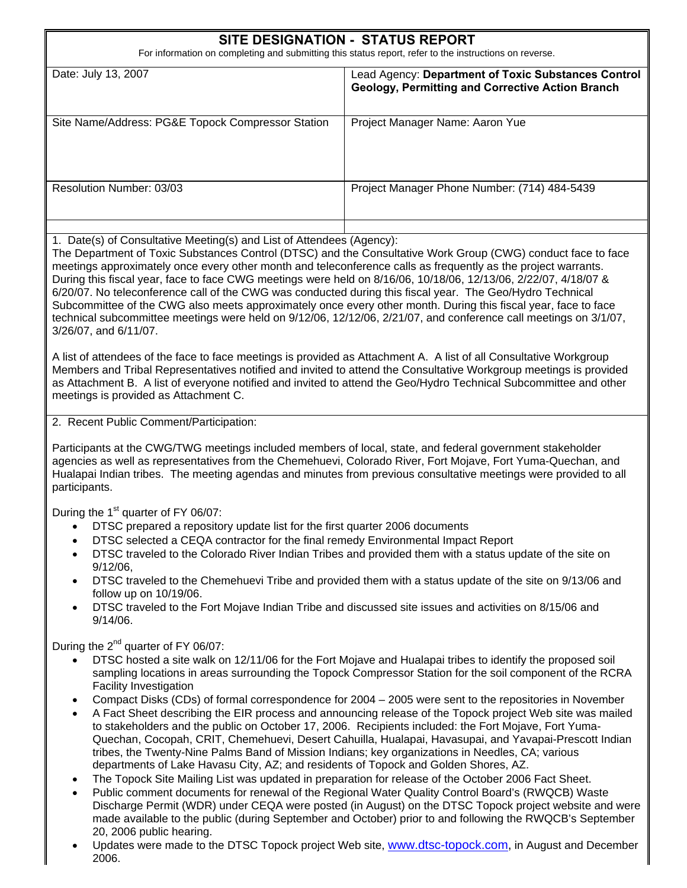# SITE DESIGNATION - STATUS REPORT

For information on completing and submitting this status report, refer to the instructions on reverse.

| | |
|---|---|
| Date: July 13, 2007 | Lead Agency: **Department of Toxic Substances Control Geology, Permitting and Corrective Action Branch** |
| Site Name/Address: PG&E Topock Compressor Station | Project Manager Name: Aaron Yue |
| Resolution Number: 03/03 | Project Manager Phone Number: (714) 484-5439 |

1. Date(s) of Consultative Meeting(s) and List of Attendees (Agency):

The Department of Toxic Substances Control (DTSC) and the Consultative Work Group (CWG) conduct face to face meetings approximately once every other month and teleconference calls as frequently as the project warrants. During this fiscal year, face to face CWG meetings were held on 8/16/06, 10/18/06, 12/13/06, 2/22/07, 4/18/07 & 6/20/07. No teleconference call of the CWG was conducted during this fiscal year. The Geo/Hydro Technical Subcommittee of the CWG also meets approximately once every other month. During this fiscal year, face to face technical subcommittee meetings were held on 9/12/06, 12/12/06, 2/21/07, and conference call meetings on 3/1/07, 3/26/07, and 6/11/07.

A list of attendees of the face to face meetings is provided as Attachment A. A list of all Consultative Workgroup Members and Tribal Representatives notified and invited to attend the Consultative Workgroup meetings is provided as Attachment B. A list of everyone notified and invited to attend the Geo/Hydro Technical Subcommittee and other meetings is provided as Attachment C.

2. Recent Public Comment/Participation:

Participants at the CWG/TWG meetings included members of local, state, and federal government stakeholder agencies as well as representatives from the Chemehuevi, Colorado River, Fort Mojave, Fort Yuma-Quechan, and Hualapai Indian tribes. The meeting agendas and minutes from previous consultative meetings were provided to all participants.

During the 1st quarter of FY 06/07:

- DTSC prepared a repository update list for the first quarter 2006 documents
- DTSC selected a CEQA contractor for the final remedy Environmental Impact Report
- DTSC traveled to the Colorado River Indian Tribes and provided them with a status update of the site on 9/12/06,
- DTSC traveled to the Chemehuevi Tribe and provided them with a status update of the site on 9/13/06 and follow up on 10/19/06.
- DTSC traveled to the Fort Mojave Indian Tribe and discussed site issues and activities on 8/15/06 and 9/14/06.

During the 2nd quarter of FY 06/07:

- DTSC hosted a site walk on 12/11/06 for the Fort Mojave and Hualapai tribes to identify the proposed soil sampling locations in areas surrounding the Topock Compressor Station for the soil component of the RCRA Facility Investigation
- Compact Disks (CDs) of formal correspondence for 2004 – 2005 were sent to the repositories in November
- A Fact Sheet describing the EIR process and announcing release of the Topock project Web site was mailed to stakeholders and the public on October 17, 2006. Recipients included: the Fort Mojave, Fort Yuma-Quechan, Cocopah, CRIT, Chemehuevi, Desert Cahuilla, Hualapai, Havasupai, and Yavapai-Prescott Indian tribes, the Twenty-Nine Palms Band of Mission Indians; key organizations in Needles, CA; various departments of Lake Havasu City, AZ; and residents of Topock and Golden Shores, AZ.
- The Topock Site Mailing List was updated in preparation for release of the October 2006 Fact Sheet.
- Public comment documents for renewal of the Regional Water Quality Control Board's (RWQCB) Waste Discharge Permit (WDR) under CEQA were posted (in August) on the DTSC Topock project website and were made available to the public (during September and October) prior to and following the RWQCB's September 20, 2006 public hearing.
- Updates were made to the DTSC Topock project Web site, www.dtsc-topock.com, in August and December 2006.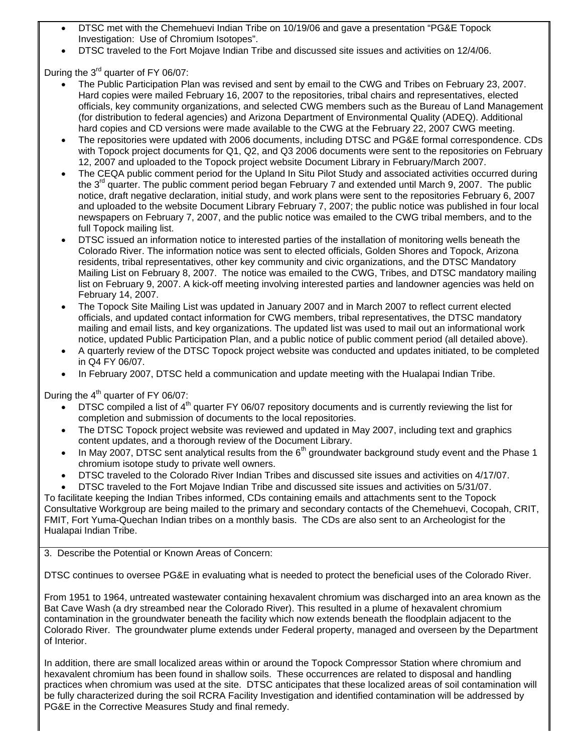- DTSC met with the Chemehuevi Indian Tribe on 10/19/06 and gave a presentation "PG&E Topock Investigation: Use of Chromium Isotopes".
- DTSC traveled to the Fort Mojave Indian Tribe and discussed site issues and activities on 12/4/06.

During the 3rd quarter of FY 06/07:

- The Public Participation Plan was revised and sent by email to the CWG and Tribes on February 23, 2007. Hard copies were mailed February 16, 2007 to the repositories, tribal chairs and representatives, elected officials, key community organizations, and selected CWG members such as the Bureau of Land Management (for distribution to federal agencies) and Arizona Department of Environmental Quality (ADEQ). Additional hard copies and CD versions were made available to the CWG at the February 22, 2007 CWG meeting.
- The repositories were updated with 2006 documents, including DTSC and PG&E formal correspondence. CDs with Topock project documents for Q1, Q2, and Q3 2006 documents were sent to the repositories on February 12, 2007 and uploaded to the Topock project website Document Library in February/March 2007.
- The CEQA public comment period for the Upland In Situ Pilot Study and associated activities occurred during the 3rd quarter. The public comment period began February 7 and extended until March 9, 2007. The public notice, draft negative declaration, initial study, and work plans were sent to the repositories February 6, 2007 and uploaded to the website Document Library February 7, 2007; the public notice was published in four local newspapers on February 7, 2007, and the public notice was emailed to the CWG tribal members, and to the full Topock mailing list.
- DTSC issued an information notice to interested parties of the installation of monitoring wells beneath the Colorado River. The information notice was sent to elected officials, Golden Shores and Topock, Arizona residents, tribal representatives, other key community and civic organizations, and the DTSC Mandatory Mailing List on February 8, 2007. The notice was emailed to the CWG, Tribes, and DTSC mandatory mailing list on February 9, 2007. A kick-off meeting involving interested parties and landowner agencies was held on February 14, 2007.
- The Topock Site Mailing List was updated in January 2007 and in March 2007 to reflect current elected officials, and updated contact information for CWG members, tribal representatives, the DTSC mandatory mailing and email lists, and key organizations. The updated list was used to mail out an informational work notice, updated Public Participation Plan, and a public notice of public comment period (all detailed above).
- A quarterly review of the DTSC Topock project website was conducted and updates initiated, to be completed in Q4 FY 06/07.
- In February 2007, DTSC held a communication and update meeting with the Hualapai Indian Tribe.

During the 4th quarter of FY 06/07:

- DTSC compiled a list of 4th quarter FY 06/07 repository documents and is currently reviewing the list for completion and submission of documents to the local repositories.
- The DTSC Topock project website was reviewed and updated in May 2007, including text and graphics content updates, and a thorough review of the Document Library.
- In May 2007, DTSC sent analytical results from the 6th groundwater background study event and the Phase 1 chromium isotope study to private well owners.
- DTSC traveled to the Colorado River Indian Tribes and discussed site issues and activities on 4/17/07.
- DTSC traveled to the Fort Mojave Indian Tribe and discussed site issues and activities on 5/31/07.

To facilitate keeping the Indian Tribes informed, CDs containing emails and attachments sent to the Topock Consultative Workgroup are being mailed to the primary and secondary contacts of the Chemehuevi, Cocopah, CRIT, FMIT, Fort Yuma-Quechan Indian tribes on a monthly basis. The CDs are also sent to an Archeologist for the Hualapai Indian Tribe.

3. Describe the Potential or Known Areas of Concern:

DTSC continues to oversee PG&E in evaluating what is needed to protect the beneficial uses of the Colorado River.

From 1951 to 1964, untreated wastewater containing hexavalent chromium was discharged into an area known as the Bat Cave Wash (a dry streambed near the Colorado River). This resulted in a plume of hexavalent chromium contamination in the groundwater beneath the facility which now extends beneath the floodplain adjacent to the Colorado River. The groundwater plume extends under Federal property, managed and overseen by the Department of Interior.

In addition, there are small localized areas within or around the Topock Compressor Station where chromium and hexavalent chromium has been found in shallow soils. These occurrences are related to disposal and handling practices when chromium was used at the site. DTSC anticipates that these localized areas of soil contamination will be fully characterized during the soil RCRA Facility Investigation and identified contamination will be addressed by PG&E in the Corrective Measures Study and final remedy.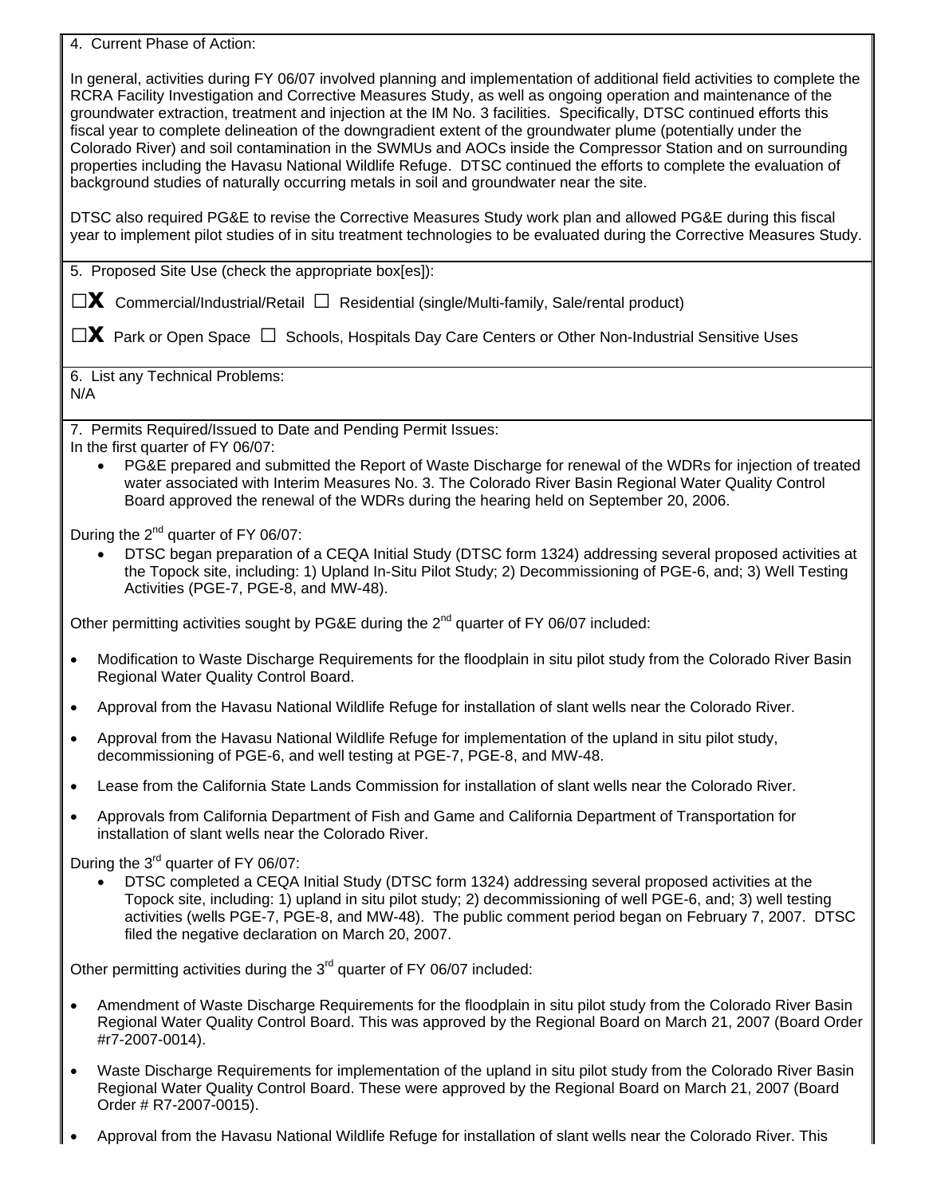4. Current Phase of Action:

In general, activities during FY 06/07 involved planning and implementation of additional field activities to complete the RCRA Facility Investigation and Corrective Measures Study, as well as ongoing operation and maintenance of the groundwater extraction, treatment and injection at the IM No. 3 facilities. Specifically, DTSC continued efforts this fiscal year to complete delineation of the downgradient extent of the groundwater plume (potentially under the Colorado River) and soil contamination in the SWMUs and AOCs inside the Compressor Station and on surrounding properties including the Havasu National Wildlife Refuge. DTSC continued the efforts to complete the evaluation of background studies of naturally occurring metals in soil and groundwater near the site.

DTSC also required PG&E to revise the Corrective Measures Study work plan and allowed PG&E during this fiscal year to implement pilot studies of in situ treatment technologies to be evaluated during the Corrective Measures Study.

5. Proposed Site Use (check the appropriate box[es]):

☒ Commercial/Industrial/Retail ☐ Residential (single/Multi-family, Sale/rental product)

☒ Park or Open Space ☐ Schools, Hospitals Day Care Centers or Other Non-Industrial Sensitive Uses

6. List any Technical Problems:
N/A

7. Permits Required/Issued to Date and Pending Permit Issues:
In the first quarter of FY 06/07:

- PG&E prepared and submitted the Report of Waste Discharge for renewal of the WDRs for injection of treated water associated with Interim Measures No. 3. The Colorado River Basin Regional Water Quality Control Board approved the renewal of the WDRs during the hearing held on September 20, 2006.

During the 2nd quarter of FY 06/07:

- DTSC began preparation of a CEQA Initial Study (DTSC form 1324) addressing several proposed activities at the Topock site, including: 1) Upland In-Situ Pilot Study; 2) Decommissioning of PGE-6, and; 3) Well Testing Activities (PGE-7, PGE-8, and MW-48).

Other permitting activities sought by PG&E during the 2nd quarter of FY 06/07 included:

- Modification to Waste Discharge Requirements for the floodplain in situ pilot study from the Colorado River Basin Regional Water Quality Control Board.
- Approval from the Havasu National Wildlife Refuge for installation of slant wells near the Colorado River.
- Approval from the Havasu National Wildlife Refuge for implementation of the upland in situ pilot study, decommissioning of PGE-6, and well testing at PGE-7, PGE-8, and MW-48.
- Lease from the California State Lands Commission for installation of slant wells near the Colorado River.
- Approvals from California Department of Fish and Game and California Department of Transportation for installation of slant wells near the Colorado River.

During the 3rd quarter of FY 06/07:

- DTSC completed a CEQA Initial Study (DTSC form 1324) addressing several proposed activities at the Topock site, including: 1) upland in situ pilot study; 2) decommissioning of well PGE-6, and; 3) well testing activities (wells PGE-7, PGE-8, and MW-48). The public comment period began on February 7, 2007. DTSC filed the negative declaration on March 20, 2007.

Other permitting activities during the 3rd quarter of FY 06/07 included:

- Amendment of Waste Discharge Requirements for the floodplain in situ pilot study from the Colorado River Basin Regional Water Quality Control Board. This was approved by the Regional Board on March 21, 2007 (Board Order #r7-2007-0014).
- Waste Discharge Requirements for implementation of the upland in situ pilot study from the Colorado River Basin Regional Water Quality Control Board. These were approved by the Regional Board on March 21, 2007 (Board Order # R7-2007-0015).
- Approval from the Havasu National Wildlife Refuge for installation of slant wells near the Colorado River. This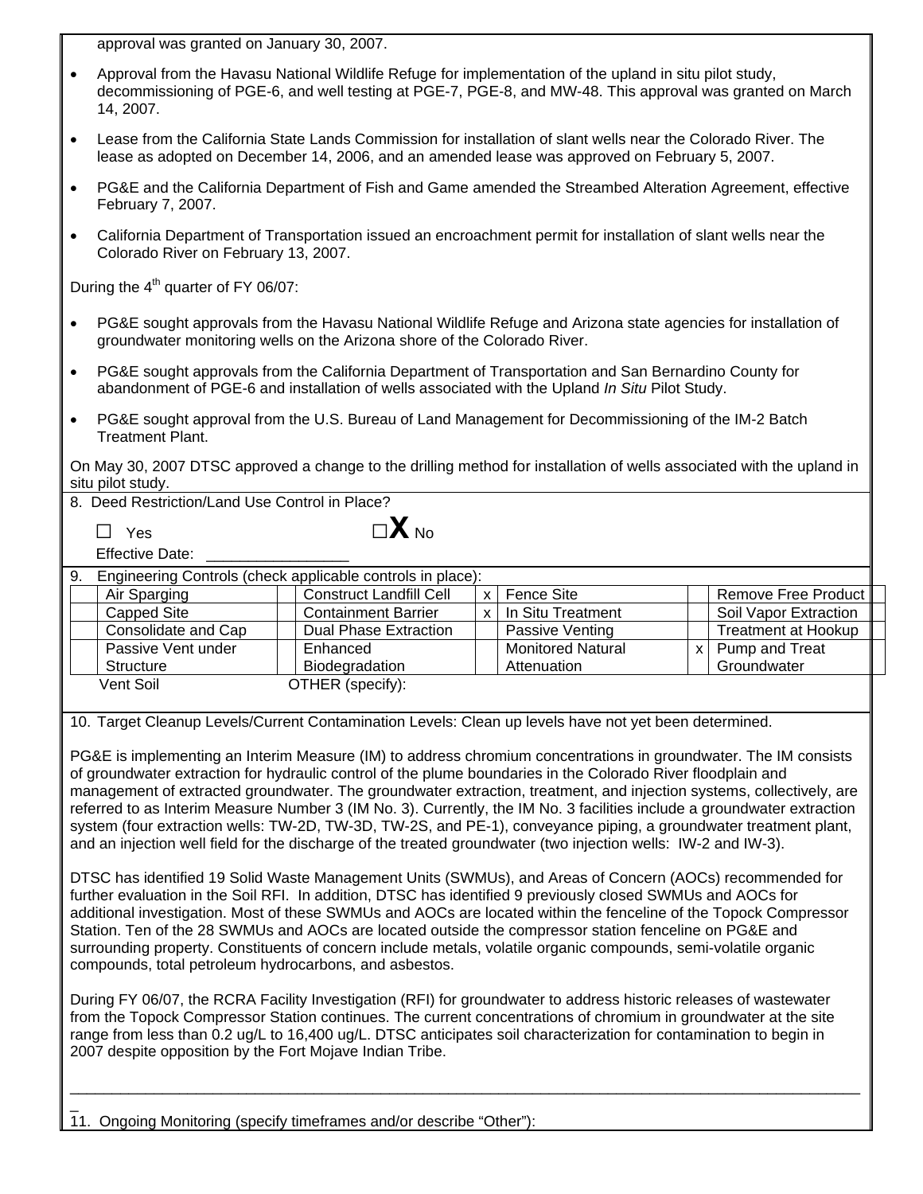approval was granted on January 30, 2007.

- Approval from the Havasu National Wildlife Refuge for implementation of the upland in situ pilot study, decommissioning of PGE-6, and well testing at PGE-7, PGE-8, and MW-48. This approval was granted on March 14, 2007.
- Lease from the California State Lands Commission for installation of slant wells near the Colorado River. The lease as adopted on December 14, 2006, and an amended lease was approved on February 5, 2007.
- PG&E and the California Department of Fish and Game amended the Streambed Alteration Agreement, effective February 7, 2007.
- California Department of Transportation issued an encroachment permit for installation of slant wells near the Colorado River on February 13, 2007.

During the 4th quarter of FY 06/07:

- PG&E sought approvals from the Havasu National Wildlife Refuge and Arizona state agencies for installation of groundwater monitoring wells on the Arizona shore of the Colorado River.
- PG&E sought approvals from the California Department of Transportation and San Bernardino County for abandonment of PGE-6 and installation of wells associated with the Upland *In Situ* Pilot Study.
- PG&E sought approval from the U.S. Bureau of Land Management for Decommissioning of the IM-2 Batch Treatment Plant.

On May 30, 2007 DTSC approved a change to the drilling method for installation of wells associated with the upland in situ pilot study.

8. Deed Restriction/Land Use Control in Place?

☐ Yes ☐**X** No

Effective Date: ________________

9. Engineering Controls (check applicable controls in place):

| | | | | | | | |
|---|---|---|---|---|---|---|---|
| | Air Sparging | | Construct Landfill Cell | x | Fence Site | | Remove Free Product |
| | Capped Site | | Containment Barrier | x | In Situ Treatment | | Soil Vapor Extraction |
| | Consolidate and Cap | | Dual Phase Extraction | | Passive Venting | | Treatment at Hookup |
| | Passive Vent under Structure | | Enhanced Biodegradation | | Monitored Natural Attenuation | x | Pump and Treat Groundwater |
| | Vent Soil | | OTHER (specify): | | | | |

10. Target Cleanup Levels/Current Contamination Levels: Clean up levels have not yet been determined.

PG&E is implementing an Interim Measure (IM) to address chromium concentrations in groundwater. The IM consists of groundwater extraction for hydraulic control of the plume boundaries in the Colorado River floodplain and management of extracted groundwater. The groundwater extraction, treatment, and injection systems, collectively, are referred to as Interim Measure Number 3 (IM No. 3). Currently, the IM No. 3 facilities include a groundwater extraction system (four extraction wells: TW-2D, TW-3D, TW-2S, and PE-1), conveyance piping, a groundwater treatment plant, and an injection well field for the discharge of the treated groundwater (two injection wells: IW-2 and IW-3).

DTSC has identified 19 Solid Waste Management Units (SWMUs), and Areas of Concern (AOCs) recommended for further evaluation in the Soil RFI. In addition, DTSC has identified 9 previously closed SWMUs and AOCs for additional investigation. Most of these SWMUs and AOCs are located within the fenceline of the Topock Compressor Station. Ten of the 28 SWMUs and AOCs are located outside the compressor station fenceline on PG&E and surrounding property. Constituents of concern include metals, volatile organic compounds, semi-volatile organic compounds, total petroleum hydrocarbons, and asbestos.

During FY 06/07, the RCRA Facility Investigation (RFI) for groundwater to address historic releases of wastewater from the Topock Compressor Station continues. The current concentrations of chromium in groundwater at the site range from less than 0.2 ug/L to 16,400 ug/L. DTSC anticipates soil characterization for contamination to begin in 2007 despite opposition by the Fort Mojave Indian Tribe.

11. Ongoing Monitoring (specify timeframes and/or describe "Other"):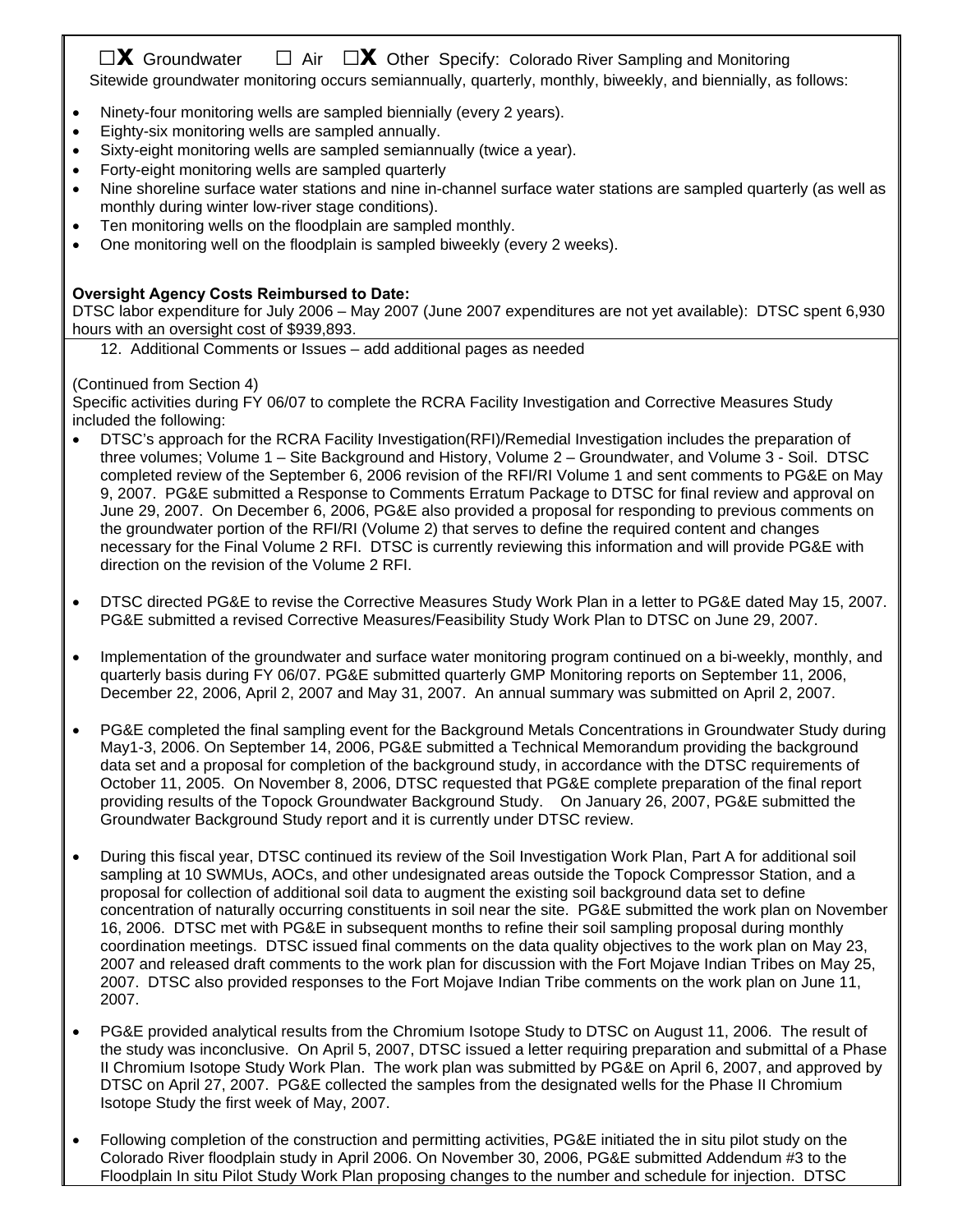☐**X** Groundwater ☐ Air ☐**X** Other Specify: Colorado River Sampling and Monitoring

Sitewide groundwater monitoring occurs semiannually, quarterly, monthly, biweekly, and biennially, as follows:

- Ninety-four monitoring wells are sampled biennially (every 2 years).
- Eighty-six monitoring wells are sampled annually.
- Sixty-eight monitoring wells are sampled semiannually (twice a year).
- Forty-eight monitoring wells are sampled quarterly
- Nine shoreline surface water stations and nine in-channel surface water stations are sampled quarterly (as well as monthly during winter low-river stage conditions).
- Ten monitoring wells on the floodplain are sampled monthly.
- One monitoring well on the floodplain is sampled biweekly (every 2 weeks).

**Oversight Agency Costs Reimbursed to Date:**

DTSC labor expenditure for July 2006 – May 2007 (June 2007 expenditures are not yet available): DTSC spent 6,930 hours with an oversight cost of $939,893.

12. Additional Comments or Issues – add additional pages as needed

(Continued from Section 4)

Specific activities during FY 06/07 to complete the RCRA Facility Investigation and Corrective Measures Study included the following:

- DTSC's approach for the RCRA Facility Investigation(RFI)/Remedial Investigation includes the preparation of three volumes; Volume 1 – Site Background and History, Volume 2 – Groundwater, and Volume 3 - Soil. DTSC completed review of the September 6, 2006 revision of the RFI/RI Volume 1 and sent comments to PG&E on May 9, 2007. PG&E submitted a Response to Comments Erratum Package to DTSC for final review and approval on June 29, 2007. On December 6, 2006, PG&E also provided a proposal for responding to previous comments on the groundwater portion of the RFI/RI (Volume 2) that serves to define the required content and changes necessary for the Final Volume 2 RFI. DTSC is currently reviewing this information and will provide PG&E with direction on the revision of the Volume 2 RFI.

- DTSC directed PG&E to revise the Corrective Measures Study Work Plan in a letter to PG&E dated May 15, 2007. PG&E submitted a revised Corrective Measures/Feasibility Study Work Plan to DTSC on June 29, 2007.

- Implementation of the groundwater and surface water monitoring program continued on a bi-weekly, monthly, and quarterly basis during FY 06/07. PG&E submitted quarterly GMP Monitoring reports on September 11, 2006, December 22, 2006, April 2, 2007 and May 31, 2007. An annual summary was submitted on April 2, 2007.

- PG&E completed the final sampling event for the Background Metals Concentrations in Groundwater Study during May1-3, 2006. On September 14, 2006, PG&E submitted a Technical Memorandum providing the background data set and a proposal for completion of the background study, in accordance with the DTSC requirements of October 11, 2005. On November 8, 2006, DTSC requested that PG&E complete preparation of the final report providing results of the Topock Groundwater Background Study. On January 26, 2007, PG&E submitted the Groundwater Background Study report and it is currently under DTSC review.

- During this fiscal year, DTSC continued its review of the Soil Investigation Work Plan, Part A for additional soil sampling at 10 SWMUs, AOCs, and other undesignated areas outside the Topock Compressor Station, and a proposal for collection of additional soil data to augment the existing soil background data set to define concentration of naturally occurring constituents in soil near the site. PG&E submitted the work plan on November 16, 2006. DTSC met with PG&E in subsequent months to refine their soil sampling proposal during monthly coordination meetings. DTSC issued final comments on the data quality objectives to the work plan on May 23, 2007 and released draft comments to the work plan for discussion with the Fort Mojave Indian Tribes on May 25, 2007. DTSC also provided responses to the Fort Mojave Indian Tribe comments on the work plan on June 11, 2007.

- PG&E provided analytical results from the Chromium Isotope Study to DTSC on August 11, 2006. The result of the study was inconclusive. On April 5, 2007, DTSC issued a letter requiring preparation and submittal of a Phase II Chromium Isotope Study Work Plan. The work plan was submitted by PG&E on April 6, 2007, and approved by DTSC on April 27, 2007. PG&E collected the samples from the designated wells for the Phase II Chromium Isotope Study the first week of May, 2007.

- Following completion of the construction and permitting activities, PG&E initiated the in situ pilot study on the Colorado River floodplain study in April 2006. On November 30, 2006, PG&E submitted Addendum #3 to the Floodplain In situ Pilot Study Work Plan proposing changes to the number and schedule for injection. DTSC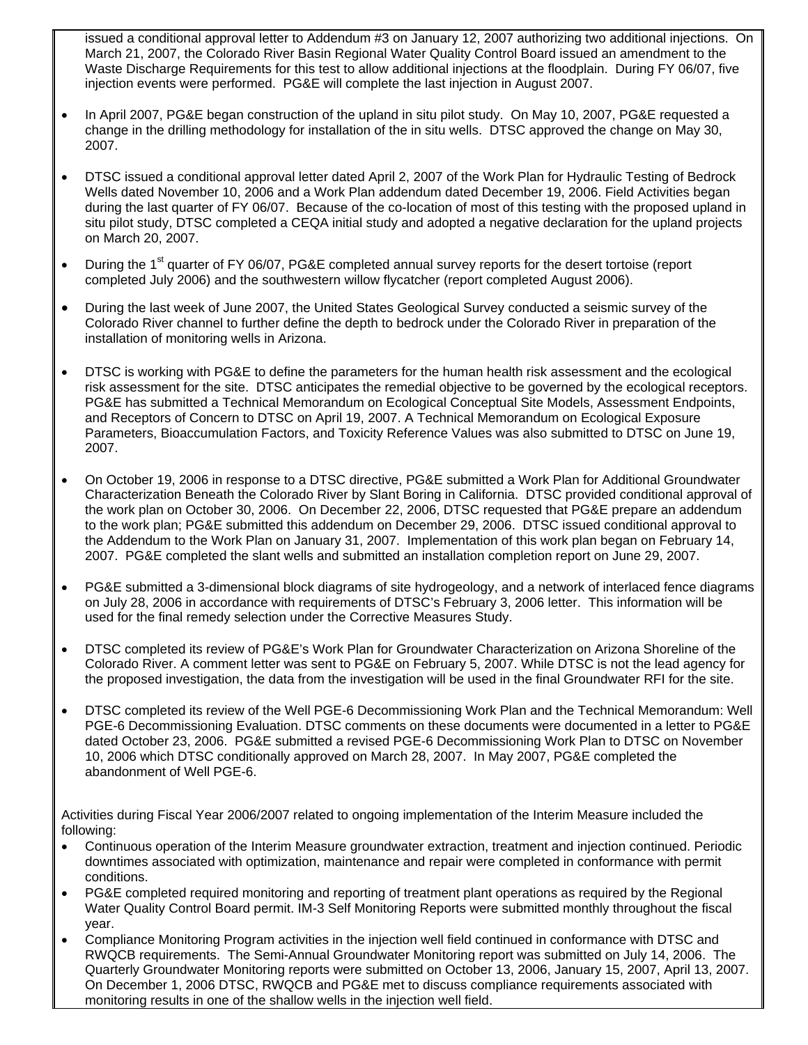issued a conditional approval letter to Addendum #3 on January 12, 2007 authorizing two additional injections. On March 21, 2007, the Colorado River Basin Regional Water Quality Control Board issued an amendment to the Waste Discharge Requirements for this test to allow additional injections at the floodplain. During FY 06/07, five injection events were performed. PG&E will complete the last injection in August 2007.

- In April 2007, PG&E began construction of the upland in situ pilot study. On May 10, 2007, PG&E requested a change in the drilling methodology for installation of the in situ wells. DTSC approved the change on May 30, 2007.
- DTSC issued a conditional approval letter dated April 2, 2007 of the Work Plan for Hydraulic Testing of Bedrock Wells dated November 10, 2006 and a Work Plan addendum dated December 19, 2006. Field Activities began during the last quarter of FY 06/07. Because of the co-location of most of this testing with the proposed upland in situ pilot study, DTSC completed a CEQA initial study and adopted a negative declaration for the upland projects on March 20, 2007.
- During the 1st quarter of FY 06/07, PG&E completed annual survey reports for the desert tortoise (report completed July 2006) and the southwestern willow flycatcher (report completed August 2006).
- During the last week of June 2007, the United States Geological Survey conducted a seismic survey of the Colorado River channel to further define the depth to bedrock under the Colorado River in preparation of the installation of monitoring wells in Arizona.
- DTSC is working with PG&E to define the parameters for the human health risk assessment and the ecological risk assessment for the site. DTSC anticipates the remedial objective to be governed by the ecological receptors. PG&E has submitted a Technical Memorandum on Ecological Conceptual Site Models, Assessment Endpoints, and Receptors of Concern to DTSC on April 19, 2007. A Technical Memorandum on Ecological Exposure Parameters, Bioaccumulation Factors, and Toxicity Reference Values was also submitted to DTSC on June 19, 2007.
- On October 19, 2006 in response to a DTSC directive, PG&E submitted a Work Plan for Additional Groundwater Characterization Beneath the Colorado River by Slant Boring in California. DTSC provided conditional approval of the work plan on October 30, 2006. On December 22, 2006, DTSC requested that PG&E prepare an addendum to the work plan; PG&E submitted this addendum on December 29, 2006. DTSC issued conditional approval to the Addendum to the Work Plan on January 31, 2007. Implementation of this work plan began on February 14, 2007. PG&E completed the slant wells and submitted an installation completion report on June 29, 2007.
- PG&E submitted a 3-dimensional block diagrams of site hydrogeology, and a network of interlaced fence diagrams on July 28, 2006 in accordance with requirements of DTSC's February 3, 2006 letter. This information will be used for the final remedy selection under the Corrective Measures Study.
- DTSC completed its review of PG&E's Work Plan for Groundwater Characterization on Arizona Shoreline of the Colorado River. A comment letter was sent to PG&E on February 5, 2007. While DTSC is not the lead agency for the proposed investigation, the data from the investigation will be used in the final Groundwater RFI for the site.
- DTSC completed its review of the Well PGE-6 Decommissioning Work Plan and the Technical Memorandum: Well PGE-6 Decommissioning Evaluation. DTSC comments on these documents were documented in a letter to PG&E dated October 23, 2006. PG&E submitted a revised PGE-6 Decommissioning Work Plan to DTSC on November 10, 2006 which DTSC conditionally approved on March 28, 2007. In May 2007, PG&E completed the abandonment of Well PGE-6.

Activities during Fiscal Year 2006/2007 related to ongoing implementation of the Interim Measure included the following:

- Continuous operation of the Interim Measure groundwater extraction, treatment and injection continued. Periodic downtimes associated with optimization, maintenance and repair were completed in conformance with permit conditions.
- PG&E completed required monitoring and reporting of treatment plant operations as required by the Regional Water Quality Control Board permit. IM-3 Self Monitoring Reports were submitted monthly throughout the fiscal year.
- Compliance Monitoring Program activities in the injection well field continued in conformance with DTSC and RWQCB requirements. The Semi-Annual Groundwater Monitoring report was submitted on July 14, 2006. The Quarterly Groundwater Monitoring reports were submitted on October 13, 2006, January 15, 2007, April 13, 2007. On December 1, 2006 DTSC, RWQCB and PG&E met to discuss compliance requirements associated with monitoring results in one of the shallow wells in the injection well field.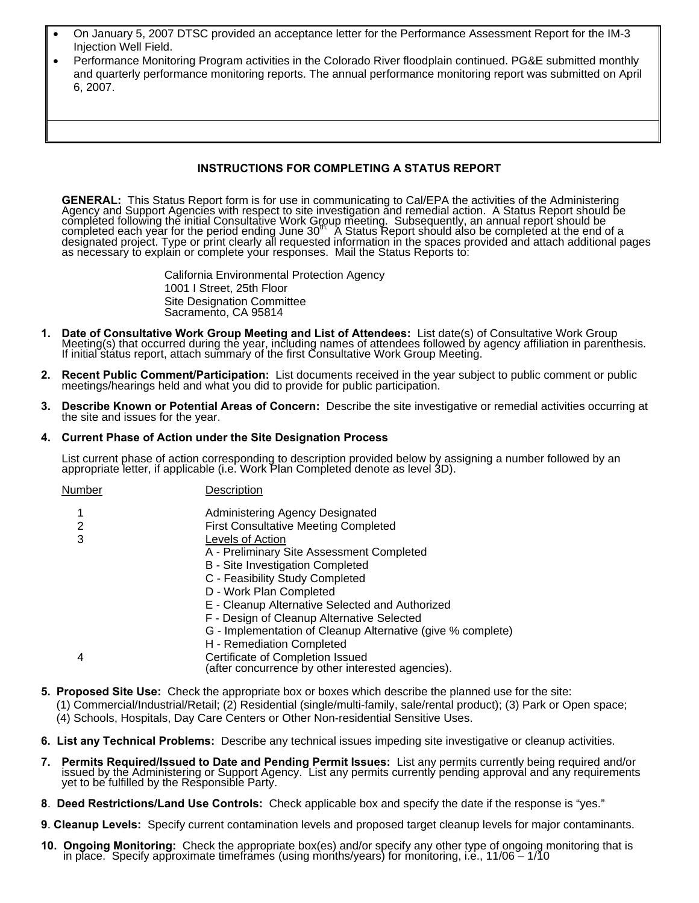- On January 5, 2007 DTSC provided an acceptance letter for the Performance Assessment Report for the IM-3 Injection Well Field.
- Performance Monitoring Program activities in the Colorado River floodplain continued. PG&E submitted monthly and quarterly performance monitoring reports. The annual performance monitoring report was submitted on April 6, 2007.

## INSTRUCTIONS FOR COMPLETING A STATUS REPORT

**GENERAL:** This Status Report form is for use in communicating to Cal/EPA the activities of the Administering Agency and Support Agencies with respect to site investigation and remedial action. A Status Report should be completed following the initial Consultative Work Group meeting. Subsequently, an annual report should be completed each year for the period ending June 30th. A Status Report should also be completed at the end of a designated project. Type or print clearly all requested information in the spaces provided and attach additional pages as necessary to explain or complete your responses. Mail the Status Reports to:

California Environmental Protection Agency
1001 I Street, 25th Floor
Site Designation Committee
Sacramento, CA 95814

1. **Date of Consultative Work Group Meeting and List of Attendees:** List date(s) of Consultative Work Group Meeting(s) that occurred during the year, including names of attendees followed by agency affiliation in parenthesis. If initial status report, attach summary of the first Consultative Work Group Meeting.

2. **Recent Public Comment/Participation:** List documents received in the year subject to public comment or public meetings/hearings held and what you did to provide for public participation.

3. **Describe Known or Potential Areas of Concern:** Describe the site investigative or remedial activities occurring at the site and issues for the year.

4. **Current Phase of Action under the Site Designation Process**

   List current phase of action corresponding to description provided below by assigning a number followed by an appropriate letter, if applicable (i.e. Work Plan Completed denote as level 3D).

| Number | Description |
|---|---|
| 1 | Administering Agency Designated |
| 2 | First Consultative Meeting Completed |
| 3 | Levels of Action |
| | A - Preliminary Site Assessment Completed |
| | B - Site Investigation Completed |
| | C - Feasibility Study Completed |
| | D - Work Plan Completed |
| | E - Cleanup Alternative Selected and Authorized |
| | F - Design of Cleanup Alternative Selected |
| | G - Implementation of Cleanup Alternative (give % complete) |
| | H - Remediation Completed |
| 4 | Certificate of Completion Issued (after concurrence by other interested agencies). |

5. **Proposed Site Use:** Check the appropriate box or boxes which describe the planned use for the site: (1) Commercial/Industrial/Retail; (2) Residential (single/multi-family, sale/rental product); (3) Park or Open space; (4) Schools, Hospitals, Day Care Centers or Other Non-residential Sensitive Uses.

6. **List any Technical Problems:** Describe any technical issues impeding site investigative or cleanup activities.

7. **Permits Required/Issued to Date and Pending Permit Issues:** List any permits currently being required and/or issued by the Administering or Support Agency. List any permits currently pending approval and any requirements yet to be fulfilled by the Responsible Party.

8. **Deed Restrictions/Land Use Controls:** Check applicable box and specify the date if the response is "yes."

9. **Cleanup Levels:** Specify current contamination levels and proposed target cleanup levels for major contaminants.

10. **Ongoing Monitoring:** Check the appropriate box(es) and/or specify any other type of ongoing monitoring that is in place. Specify approximate timeframes (using months/years) for monitoring, i.e., 11/06 – 1/10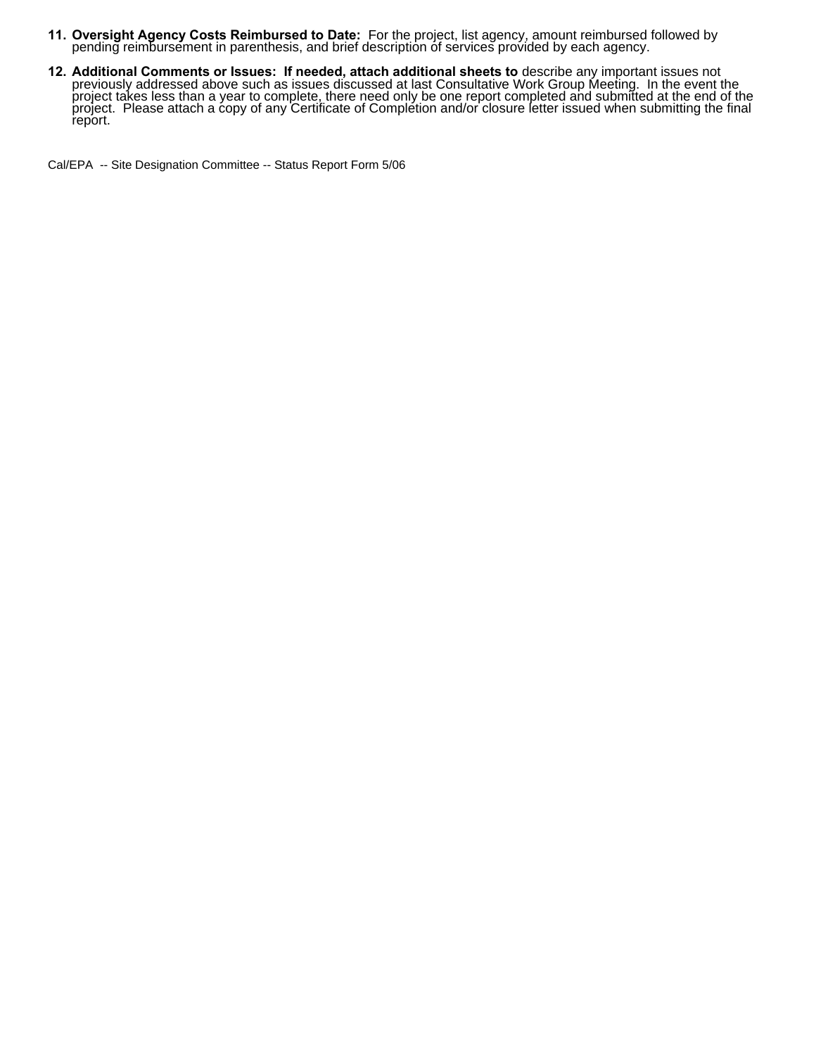11. **Oversight Agency Costs Reimbursed to Date:** For the project, list agency, amount reimbursed followed by pending reimbursement in parenthesis, and brief description of services provided by each agency.

12. **Additional Comments or Issues: If needed, attach additional sheets to** describe any important issues not previously addressed above such as issues discussed at last Consultative Work Group Meeting. In the event the project takes less than a year to complete, there need only be one report completed and submitted at the end of the project. Please attach a copy of any Certificate of Completion and/or closure letter issued when submitting the final report.

Cal/EPA -- Site Designation Committee -- Status Report Form 5/06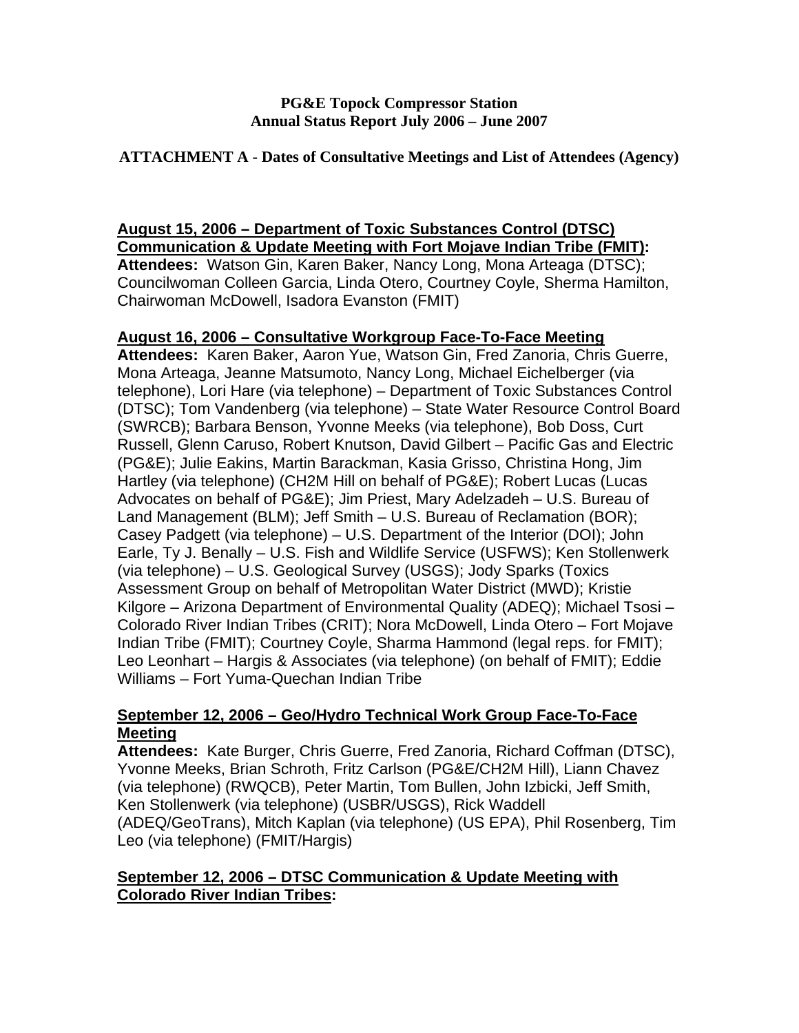**PG&E Topock Compressor Station**
**Annual Status Report July 2006 – June 2007**

**ATTACHMENT A - Dates of Consultative Meetings and List of Attendees (Agency)**

**August 15, 2006 – Department of Toxic Substances Control (DTSC) Communication & Update Meeting with Fort Mojave Indian Tribe (FMIT):**
**Attendees:** Watson Gin, Karen Baker, Nancy Long, Mona Arteaga (DTSC); Councilwoman Colleen Garcia, Linda Otero, Courtney Coyle, Sherma Hamilton, Chairwoman McDowell, Isadora Evanston (FMIT)

**August 16, 2006 – Consultative Workgroup Face-To-Face Meeting**
**Attendees:** Karen Baker, Aaron Yue, Watson Gin, Fred Zanoria, Chris Guerre, Mona Arteaga, Jeanne Matsumoto, Nancy Long, Michael Eichelberger (via telephone), Lori Hare (via telephone) – Department of Toxic Substances Control (DTSC); Tom Vandenberg (via telephone) – State Water Resource Control Board (SWRCB); Barbara Benson, Yvonne Meeks (via telephone), Bob Doss, Curt Russell, Glenn Caruso, Robert Knutson, David Gilbert – Pacific Gas and Electric (PG&E); Julie Eakins, Martin Barackman, Kasia Grisso, Christina Hong, Jim Hartley (via telephone) (CH2M Hill on behalf of PG&E); Robert Lucas (Lucas Advocates on behalf of PG&E); Jim Priest, Mary Adelzadeh – U.S. Bureau of Land Management (BLM); Jeff Smith – U.S. Bureau of Reclamation (BOR); Casey Padgett (via telephone) – U.S. Department of the Interior (DOI); John Earle, Ty J. Benally – U.S. Fish and Wildlife Service (USFWS); Ken Stollenwerk (via telephone) – U.S. Geological Survey (USGS); Jody Sparks (Toxics Assessment Group on behalf of Metropolitan Water District (MWD); Kristie Kilgore – Arizona Department of Environmental Quality (ADEQ); Michael Tsosi – Colorado River Indian Tribes (CRIT); Nora McDowell, Linda Otero – Fort Mojave Indian Tribe (FMIT); Courtney Coyle, Sharma Hammond (legal reps. for FMIT); Leo Leonhart – Hargis & Associates (via telephone) (on behalf of FMIT); Eddie Williams – Fort Yuma-Quechan Indian Tribe

**September 12, 2006 – Geo/Hydro Technical Work Group Face-To-Face Meeting**
**Attendees:** Kate Burger, Chris Guerre, Fred Zanoria, Richard Coffman (DTSC), Yvonne Meeks, Brian Schroth, Fritz Carlson (PG&E/CH2M Hill), Liann Chavez (via telephone) (RWQCB), Peter Martin, Tom Bullen, John Izbicki, Jeff Smith, Ken Stollenwerk (via telephone) (USBR/USGS), Rick Waddell (ADEQ/GeoTrans), Mitch Kaplan (via telephone) (US EPA), Phil Rosenberg, Tim Leo (via telephone) (FMIT/Hargis)

**September 12, 2006 – DTSC Communication & Update Meeting with Colorado River Indian Tribes:**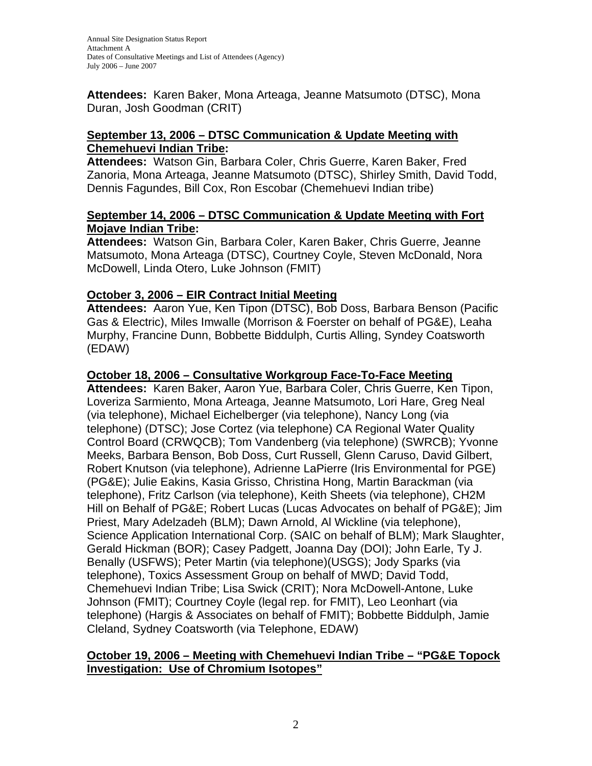**Attendees:** Karen Baker, Mona Arteaga, Jeanne Matsumoto (DTSC), Mona Duran, Josh Goodman (CRIT)

**September 13, 2006 – DTSC Communication & Update Meeting with Chemehuevi Indian Tribe:**

**Attendees:** Watson Gin, Barbara Coler, Chris Guerre, Karen Baker, Fred Zanoria, Mona Arteaga, Jeanne Matsumoto (DTSC), Shirley Smith, David Todd, Dennis Fagundes, Bill Cox, Ron Escobar (Chemehuevi Indian tribe)

**September 14, 2006 – DTSC Communication & Update Meeting with Fort Mojave Indian Tribe:**

**Attendees:** Watson Gin, Barbara Coler, Karen Baker, Chris Guerre, Jeanne Matsumoto, Mona Arteaga (DTSC), Courtney Coyle, Steven McDonald, Nora McDowell, Linda Otero, Luke Johnson (FMIT)

**October 3, 2006 – EIR Contract Initial Meeting**

**Attendees:** Aaron Yue, Ken Tipon (DTSC), Bob Doss, Barbara Benson (Pacific Gas & Electric), Miles Imwalle (Morrison & Foerster on behalf of PG&E), Leaha Murphy, Francine Dunn, Bobbette Biddulph, Curtis Alling, Syndey Coatsworth (EDAW)

**October 18, 2006 – Consultative Workgroup Face-To-Face Meeting**

**Attendees:** Karen Baker, Aaron Yue, Barbara Coler, Chris Guerre, Ken Tipon, Loveriza Sarmiento, Mona Arteaga, Jeanne Matsumoto, Lori Hare, Greg Neal (via telephone), Michael Eichelberger (via telephone), Nancy Long (via telephone) (DTSC); Jose Cortez (via telephone) CA Regional Water Quality Control Board (CRWQCB); Tom Vandenberg (via telephone) (SWRCB); Yvonne Meeks, Barbara Benson, Bob Doss, Curt Russell, Glenn Caruso, David Gilbert, Robert Knutson (via telephone), Adrienne LaPierre (Iris Environmental for PGE) (PG&E); Julie Eakins, Kasia Grisso, Christina Hong, Martin Barackman (via telephone), Fritz Carlson (via telephone), Keith Sheets (via telephone), CH2M Hill on Behalf of PG&E; Robert Lucas (Lucas Advocates on behalf of PG&E); Jim Priest, Mary Adelzadeh (BLM); Dawn Arnold, Al Wickline (via telephone), Science Application International Corp. (SAIC on behalf of BLM); Mark Slaughter, Gerald Hickman (BOR); Casey Padgett, Joanna Day (DOI); John Earle, Ty J. Benally (USFWS); Peter Martin (via telephone)(USGS); Jody Sparks (via telephone), Toxics Assessment Group on behalf of MWD; David Todd, Chemehuevi Indian Tribe; Lisa Swick (CRIT); Nora McDowell-Antone, Luke Johnson (FMIT); Courtney Coyle (legal rep. for FMIT), Leo Leonhart (via telephone) (Hargis & Associates on behalf of FMIT); Bobbette Biddulph, Jamie Cleland, Sydney Coatsworth (via Telephone, EDAW)

**October 19, 2006 – Meeting with Chemehuevi Indian Tribe – "PG&E Topock Investigation: Use of Chromium Isotopes"**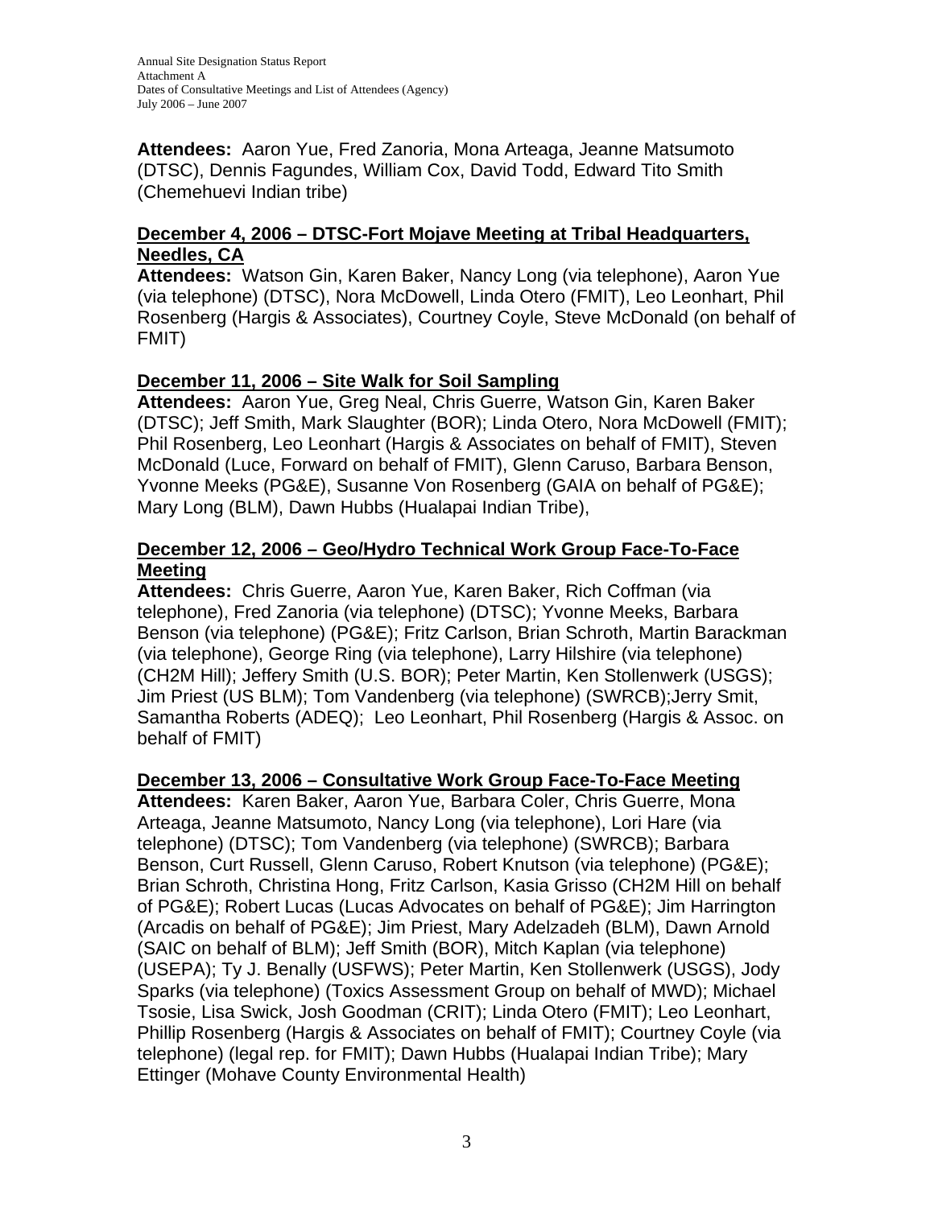**Attendees:** Aaron Yue, Fred Zanoria, Mona Arteaga, Jeanne Matsumoto (DTSC), Dennis Fagundes, William Cox, David Todd, Edward Tito Smith (Chemehuevi Indian tribe)

**December 4, 2006 – DTSC-Fort Mojave Meeting at Tribal Headquarters, Needles, CA**

**Attendees:** Watson Gin, Karen Baker, Nancy Long (via telephone), Aaron Yue (via telephone) (DTSC), Nora McDowell, Linda Otero (FMIT), Leo Leonhart, Phil Rosenberg (Hargis & Associates), Courtney Coyle, Steve McDonald (on behalf of FMIT)

**December 11, 2006 – Site Walk for Soil Sampling**

**Attendees:** Aaron Yue, Greg Neal, Chris Guerre, Watson Gin, Karen Baker (DTSC); Jeff Smith, Mark Slaughter (BOR); Linda Otero, Nora McDowell (FMIT); Phil Rosenberg, Leo Leonhart (Hargis & Associates on behalf of FMIT), Steven McDonald (Luce, Forward on behalf of FMIT), Glenn Caruso, Barbara Benson, Yvonne Meeks (PG&E), Susanne Von Rosenberg (GAIA on behalf of PG&E); Mary Long (BLM), Dawn Hubbs (Hualapai Indian Tribe),

**December 12, 2006 – Geo/Hydro Technical Work Group Face-To-Face Meeting**

**Attendees:** Chris Guerre, Aaron Yue, Karen Baker, Rich Coffman (via telephone), Fred Zanoria (via telephone) (DTSC); Yvonne Meeks, Barbara Benson (via telephone) (PG&E); Fritz Carlson, Brian Schroth, Martin Barackman (via telephone), George Ring (via telephone), Larry Hilshire (via telephone) (CH2M Hill); Jeffery Smith (U.S. BOR); Peter Martin, Ken Stollenwerk (USGS); Jim Priest (US BLM); Tom Vandenberg (via telephone) (SWRCB);Jerry Smit, Samantha Roberts (ADEQ); Leo Leonhart, Phil Rosenberg (Hargis & Assoc. on behalf of FMIT)

**December 13, 2006 – Consultative Work Group Face-To-Face Meeting**

**Attendees:** Karen Baker, Aaron Yue, Barbara Coler, Chris Guerre, Mona Arteaga, Jeanne Matsumoto, Nancy Long (via telephone), Lori Hare (via telephone) (DTSC); Tom Vandenberg (via telephone) (SWRCB); Barbara Benson, Curt Russell, Glenn Caruso, Robert Knutson (via telephone) (PG&E); Brian Schroth, Christina Hong, Fritz Carlson, Kasia Grisso (CH2M Hill on behalf of PG&E); Robert Lucas (Lucas Advocates on behalf of PG&E); Jim Harrington (Arcadis on behalf of PG&E); Jim Priest, Mary Adelzadeh (BLM), Dawn Arnold (SAIC on behalf of BLM); Jeff Smith (BOR), Mitch Kaplan (via telephone) (USEPA); Ty J. Benally (USFWS); Peter Martin, Ken Stollenwerk (USGS), Jody Sparks (via telephone) (Toxics Assessment Group on behalf of MWD); Michael Tsosie, Lisa Swick, Josh Goodman (CRIT); Linda Otero (FMIT); Leo Leonhart, Phillip Rosenberg (Hargis & Associates on behalf of FMIT); Courtney Coyle (via telephone) (legal rep. for FMIT); Dawn Hubbs (Hualapai Indian Tribe); Mary Ettinger (Mohave County Environmental Health)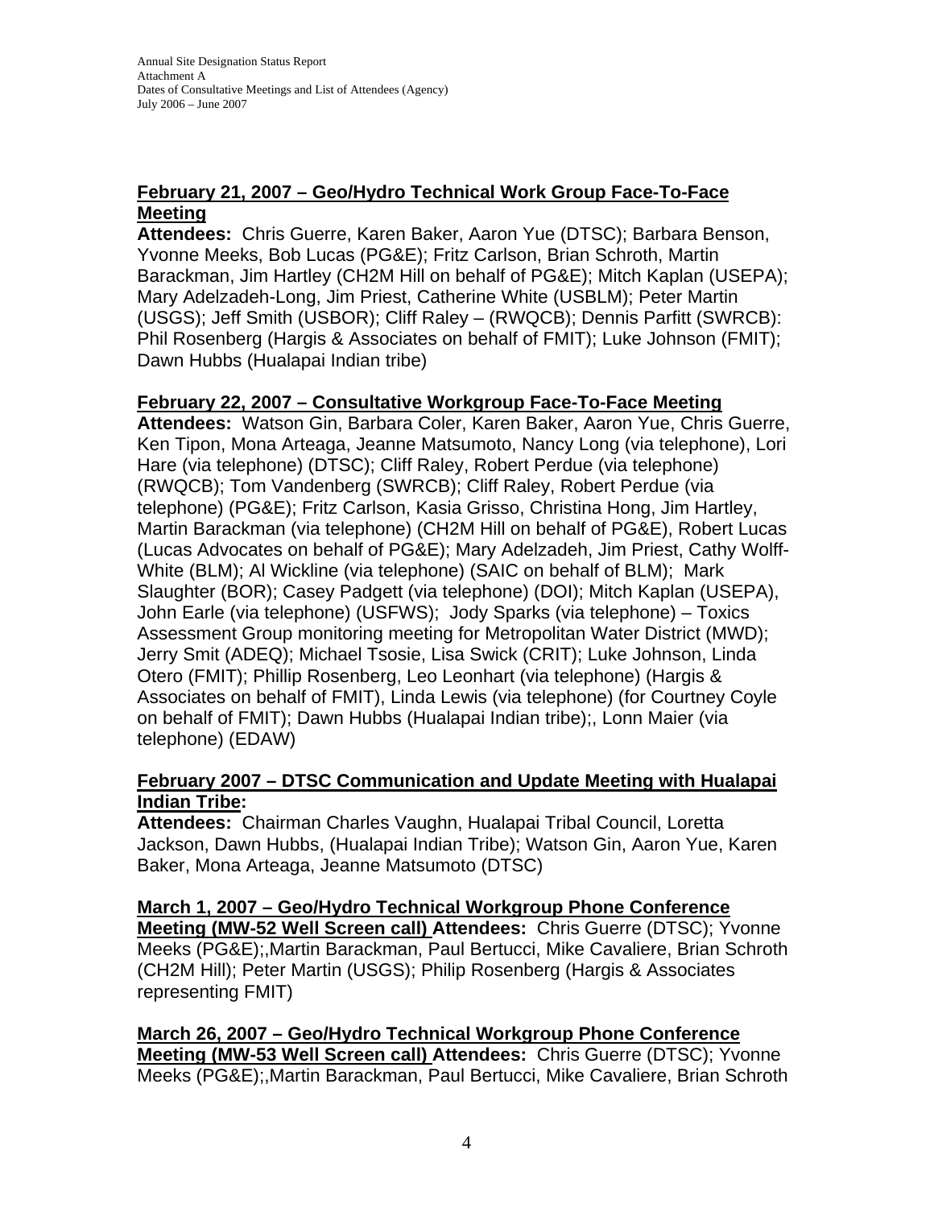**February 21, 2007 – Geo/Hydro Technical Work Group Face-To-Face Meeting**

**Attendees:** Chris Guerre, Karen Baker, Aaron Yue (DTSC); Barbara Benson, Yvonne Meeks, Bob Lucas (PG&E); Fritz Carlson, Brian Schroth, Martin Barackman, Jim Hartley (CH2M Hill on behalf of PG&E); Mitch Kaplan (USEPA); Mary Adelzadeh-Long, Jim Priest, Catherine White (USBLM); Peter Martin (USGS); Jeff Smith (USBOR); Cliff Raley – (RWQCB); Dennis Parfitt (SWRCB): Phil Rosenberg (Hargis & Associates on behalf of FMIT); Luke Johnson (FMIT); Dawn Hubbs (Hualapai Indian tribe)

**February 22, 2007 – Consultative Workgroup Face-To-Face Meeting**

**Attendees:** Watson Gin, Barbara Coler, Karen Baker, Aaron Yue, Chris Guerre, Ken Tipon, Mona Arteaga, Jeanne Matsumoto, Nancy Long (via telephone), Lori Hare (via telephone) (DTSC); Cliff Raley, Robert Perdue (via telephone) (RWQCB); Tom Vandenberg (SWRCB); Cliff Raley, Robert Perdue (via telephone) (PG&E); Fritz Carlson, Kasia Grisso, Christina Hong, Jim Hartley, Martin Barackman (via telephone) (CH2M Hill on behalf of PG&E), Robert Lucas (Lucas Advocates on behalf of PG&E); Mary Adelzadeh, Jim Priest, Cathy Wolff-White (BLM); Al Wickline (via telephone) (SAIC on behalf of BLM); Mark Slaughter (BOR); Casey Padgett (via telephone) (DOI); Mitch Kaplan (USEPA), John Earle (via telephone) (USFWS); Jody Sparks (via telephone) – Toxics Assessment Group monitoring meeting for Metropolitan Water District (MWD); Jerry Smit (ADEQ); Michael Tsosie, Lisa Swick (CRIT); Luke Johnson, Linda Otero (FMIT); Phillip Rosenberg, Leo Leonhart (via telephone) (Hargis & Associates on behalf of FMIT), Linda Lewis (via telephone) (for Courtney Coyle on behalf of FMIT); Dawn Hubbs (Hualapai Indian tribe);, Lonn Maier (via telephone) (EDAW)

**February 2007 – DTSC Communication and Update Meeting with Hualapai Indian Tribe:**

**Attendees:** Chairman Charles Vaughn, Hualapai Tribal Council, Loretta Jackson, Dawn Hubbs, (Hualapai Indian Tribe); Watson Gin, Aaron Yue, Karen Baker, Mona Arteaga, Jeanne Matsumoto (DTSC)

**March 1, 2007 – Geo/Hydro Technical Workgroup Phone Conference Meeting (MW-52 Well Screen call) Attendees:** Chris Guerre (DTSC); Yvonne Meeks (PG&E);,Martin Barackman, Paul Bertucci, Mike Cavaliere, Brian Schroth (CH2M Hill); Peter Martin (USGS); Philip Rosenberg (Hargis & Associates representing FMIT)

**March 26, 2007 – Geo/Hydro Technical Workgroup Phone Conference Meeting (MW-53 Well Screen call) Attendees:** Chris Guerre (DTSC); Yvonne Meeks (PG&E);,Martin Barackman, Paul Bertucci, Mike Cavaliere, Brian Schroth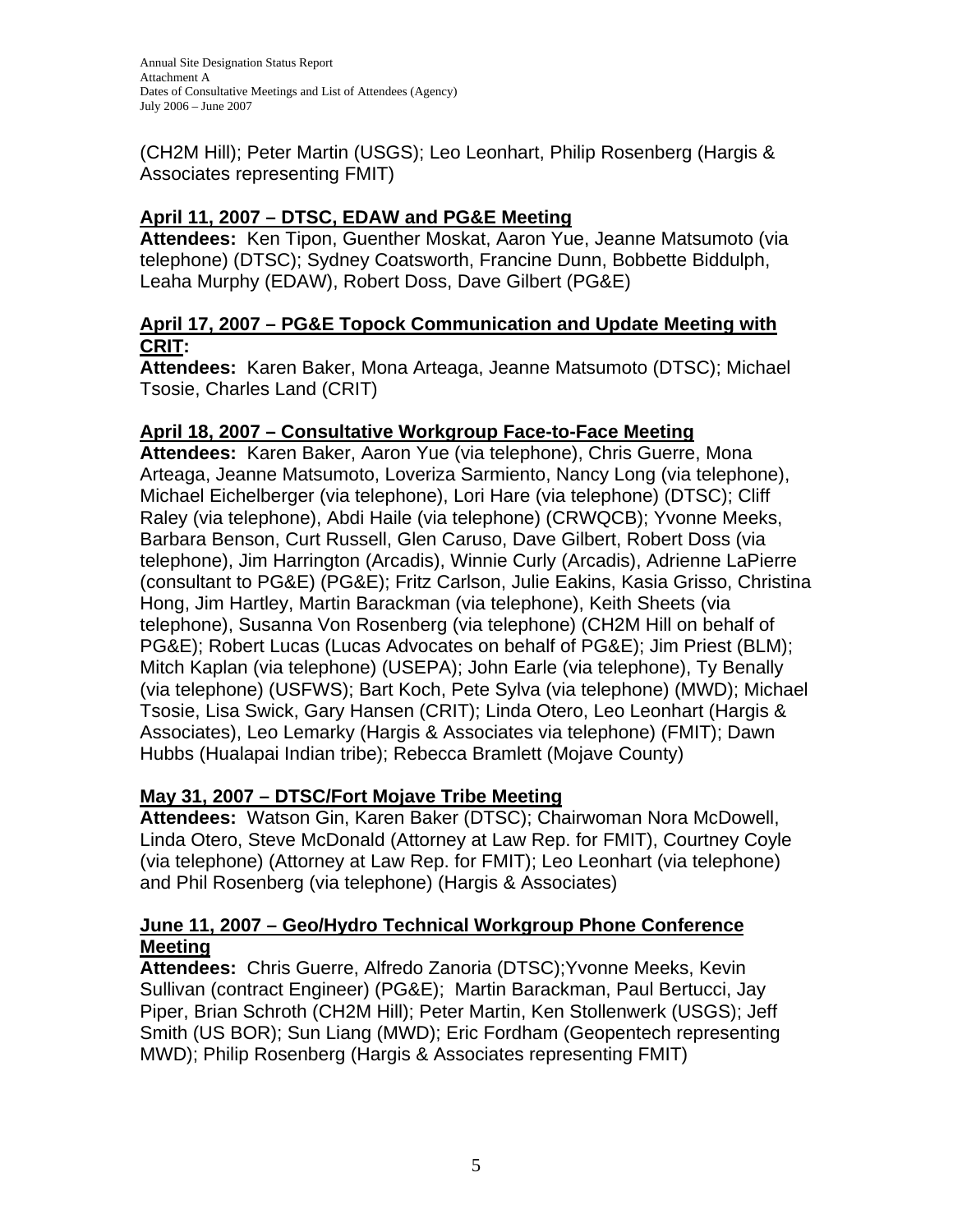(CH2M Hill); Peter Martin (USGS); Leo Leonhart, Philip Rosenberg (Hargis & Associates representing FMIT)

**April 11, 2007 – DTSC, EDAW and PG&E Meeting**

**Attendees:** Ken Tipon, Guenther Moskat, Aaron Yue, Jeanne Matsumoto (via telephone) (DTSC); Sydney Coatsworth, Francine Dunn, Bobbette Biddulph, Leaha Murphy (EDAW), Robert Doss, Dave Gilbert (PG&E)

**April 17, 2007 – PG&E Topock Communication and Update Meeting with CRIT:**

**Attendees:** Karen Baker, Mona Arteaga, Jeanne Matsumoto (DTSC); Michael Tsosie, Charles Land (CRIT)

**April 18, 2007 – Consultative Workgroup Face-to-Face Meeting**

**Attendees:** Karen Baker, Aaron Yue (via telephone), Chris Guerre, Mona Arteaga, Jeanne Matsumoto, Loveriza Sarmiento, Nancy Long (via telephone), Michael Eichelberger (via telephone), Lori Hare (via telephone) (DTSC); Cliff Raley (via telephone), Abdi Haile (via telephone) (CRWQCB); Yvonne Meeks, Barbara Benson, Curt Russell, Glen Caruso, Dave Gilbert, Robert Doss (via telephone), Jim Harrington (Arcadis), Winnie Curly (Arcadis), Adrienne LaPierre (consultant to PG&E) (PG&E); Fritz Carlson, Julie Eakins, Kasia Grisso, Christina Hong, Jim Hartley, Martin Barackman (via telephone), Keith Sheets (via telephone), Susanna Von Rosenberg (via telephone) (CH2M Hill on behalf of PG&E); Robert Lucas (Lucas Advocates on behalf of PG&E); Jim Priest (BLM); Mitch Kaplan (via telephone) (USEPA); John Earle (via telephone), Ty Benally (via telephone) (USFWS); Bart Koch, Pete Sylva (via telephone) (MWD); Michael Tsosie, Lisa Swick, Gary Hansen (CRIT); Linda Otero, Leo Leonhart (Hargis & Associates), Leo Lemarky (Hargis & Associates via telephone) (FMIT); Dawn Hubbs (Hualapai Indian tribe); Rebecca Bramlett (Mojave County)

**May 31, 2007 – DTSC/Fort Mojave Tribe Meeting**

**Attendees:** Watson Gin, Karen Baker (DTSC); Chairwoman Nora McDowell, Linda Otero, Steve McDonald (Attorney at Law Rep. for FMIT), Courtney Coyle (via telephone) (Attorney at Law Rep. for FMIT); Leo Leonhart (via telephone) and Phil Rosenberg (via telephone) (Hargis & Associates)

**June 11, 2007 – Geo/Hydro Technical Workgroup Phone Conference Meeting**

**Attendees:** Chris Guerre, Alfredo Zanoria (DTSC);Yvonne Meeks, Kevin Sullivan (contract Engineer) (PG&E); Martin Barackman, Paul Bertucci, Jay Piper, Brian Schroth (CH2M Hill); Peter Martin, Ken Stollenwerk (USGS); Jeff Smith (US BOR); Sun Liang (MWD); Eric Fordham (Geopentech representing MWD); Philip Rosenberg (Hargis & Associates representing FMIT)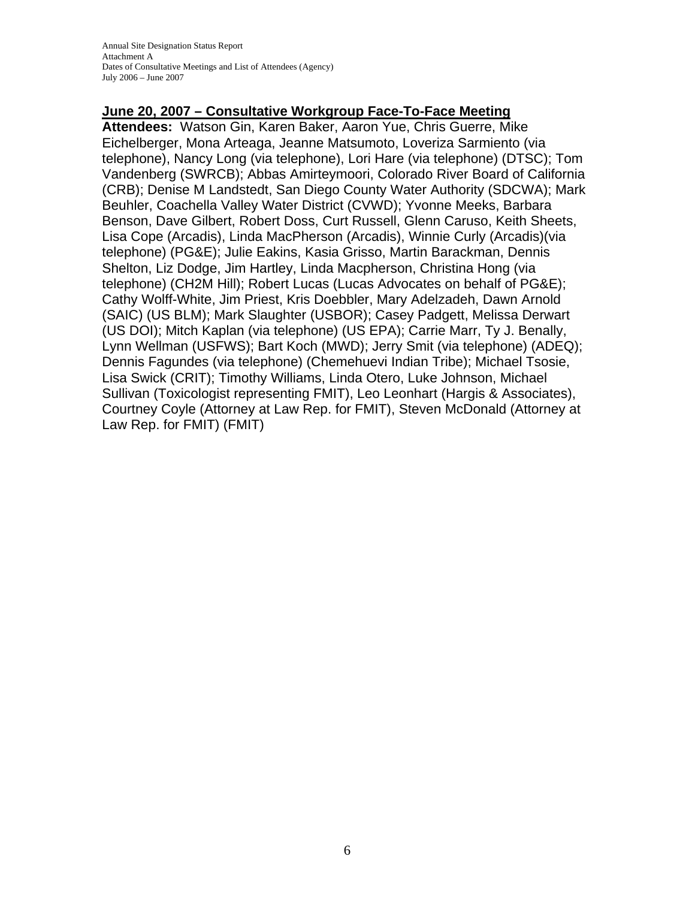**June 20, 2007 – Consultative Workgroup Face-To-Face Meeting**

**Attendees:** Watson Gin, Karen Baker, Aaron Yue, Chris Guerre, Mike Eichelberger, Mona Arteaga, Jeanne Matsumoto, Loveriza Sarmiento (via telephone), Nancy Long (via telephone), Lori Hare (via telephone) (DTSC); Tom Vandenberg (SWRCB); Abbas Amirteymoori, Colorado River Board of California (CRB); Denise M Landstedt, San Diego County Water Authority (SDCWA); Mark Beuhler, Coachella Valley Water District (CVWD); Yvonne Meeks, Barbara Benson, Dave Gilbert, Robert Doss, Curt Russell, Glenn Caruso, Keith Sheets, Lisa Cope (Arcadis), Linda MacPherson (Arcadis), Winnie Curly (Arcadis)(via telephone) (PG&E); Julie Eakins, Kasia Grisso, Martin Barackman, Dennis Shelton, Liz Dodge, Jim Hartley, Linda Macpherson, Christina Hong (via telephone) (CH2M Hill); Robert Lucas (Lucas Advocates on behalf of PG&E); Cathy Wolff-White, Jim Priest, Kris Doebbler, Mary Adelzadeh, Dawn Arnold (SAIC) (US BLM); Mark Slaughter (USBOR); Casey Padgett, Melissa Derwart (US DOI); Mitch Kaplan (via telephone) (US EPA); Carrie Marr, Ty J. Benally, Lynn Wellman (USFWS); Bart Koch (MWD); Jerry Smit (via telephone) (ADEQ); Dennis Fagundes (via telephone) (Chemehuevi Indian Tribe); Michael Tsosie, Lisa Swick (CRIT); Timothy Williams, Linda Otero, Luke Johnson, Michael Sullivan (Toxicologist representing FMIT), Leo Leonhart (Hargis & Associates), Courtney Coyle (Attorney at Law Rep. for FMIT), Steven McDonald (Attorney at Law Rep. for FMIT) (FMIT)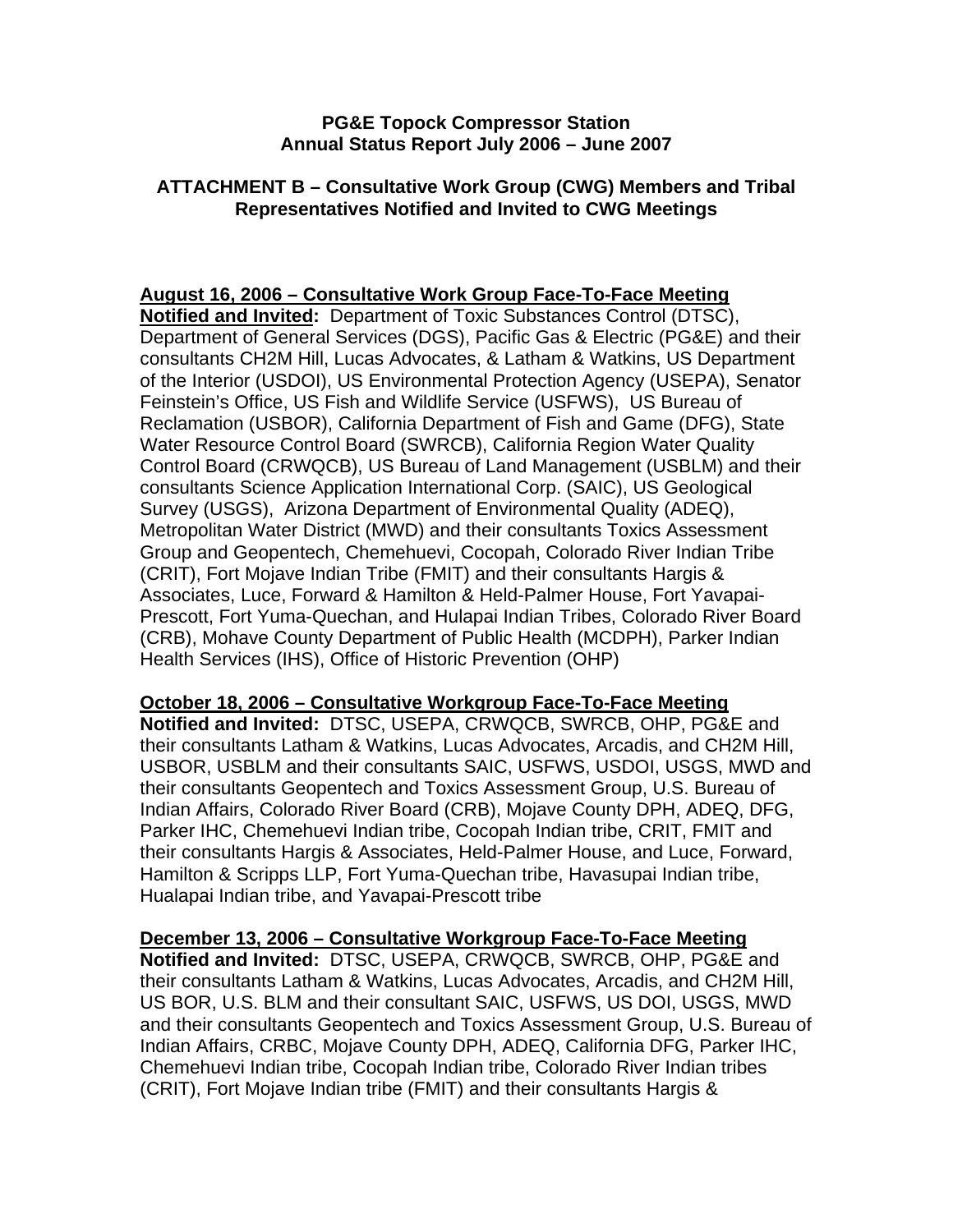**PG&E Topock Compressor Station**
**Annual Status Report July 2006 – June 2007**

**ATTACHMENT B – Consultative Work Group (CWG) Members and Tribal Representatives Notified and Invited to CWG Meetings**

**August 16, 2006 – Consultative Work Group Face-To-Face Meeting**
**Notified and Invited:** Department of Toxic Substances Control (DTSC), Department of General Services (DGS), Pacific Gas & Electric (PG&E) and their consultants CH2M Hill, Lucas Advocates, & Latham & Watkins, US Department of the Interior (USDOI), US Environmental Protection Agency (USEPA), Senator Feinstein's Office, US Fish and Wildlife Service (USFWS), US Bureau of Reclamation (USBOR), California Department of Fish and Game (DFG), State Water Resource Control Board (SWRCB), California Region Water Quality Control Board (CRWQCB), US Bureau of Land Management (USBLM) and their consultants Science Application International Corp. (SAIC), US Geological Survey (USGS), Arizona Department of Environmental Quality (ADEQ), Metropolitan Water District (MWD) and their consultants Toxics Assessment Group and Geopentech, Chemehuevi, Cocopah, Colorado River Indian Tribe (CRIT), Fort Mojave Indian Tribe (FMIT) and their consultants Hargis & Associates, Luce, Forward & Hamilton & Held-Palmer House, Fort Yavapai-Prescott, Fort Yuma-Quechan, and Hulapai Indian Tribes, Colorado River Board (CRB), Mohave County Department of Public Health (MCDPH), Parker Indian Health Services (IHS), Office of Historic Prevention (OHP)

**October 18, 2006 – Consultative Workgroup Face-To-Face Meeting**
**Notified and Invited:** DTSC, USEPA, CRWQCB, SWRCB, OHP, PG&E and their consultants Latham & Watkins, Lucas Advocates, Arcadis, and CH2M Hill, USBOR, USBLM and their consultants SAIC, USFWS, USDOI, USGS, MWD and their consultants Geopentech and Toxics Assessment Group, U.S. Bureau of Indian Affairs, Colorado River Board (CRB), Mojave County DPH, ADEQ, DFG, Parker IHC, Chemehuevi Indian tribe, Cocopah Indian tribe, CRIT, FMIT and their consultants Hargis & Associates, Held-Palmer House, and Luce, Forward, Hamilton & Scripps LLP, Fort Yuma-Quechan tribe, Havasupai Indian tribe, Hualapai Indian tribe, and Yavapai-Prescott tribe

**December 13, 2006 – Consultative Workgroup Face-To-Face Meeting**
**Notified and Invited:** DTSC, USEPA, CRWQCB, SWRCB, OHP, PG&E and their consultants Latham & Watkins, Lucas Advocates, Arcadis, and CH2M Hill, US BOR, U.S. BLM and their consultant SAIC, USFWS, US DOI, USGS, MWD and their consultants Geopentech and Toxics Assessment Group, U.S. Bureau of Indian Affairs, CRBC, Mojave County DPH, ADEQ, California DFG, Parker IHC, Chemehuevi Indian tribe, Cocopah Indian tribe, Colorado River Indian tribes (CRIT), Fort Mojave Indian tribe (FMIT) and their consultants Hargis &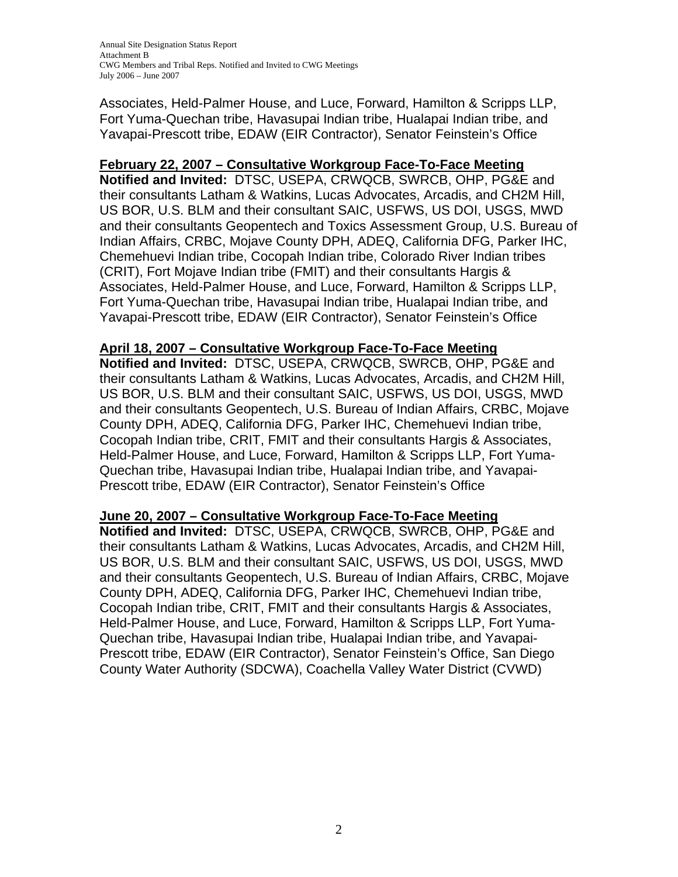Associates, Held-Palmer House, and Luce, Forward, Hamilton & Scripps LLP, Fort Yuma-Quechan tribe, Havasupai Indian tribe, Hualapai Indian tribe, and Yavapai-Prescott tribe, EDAW (EIR Contractor), Senator Feinstein's Office

**February 22, 2007 – Consultative Workgroup Face-To-Face Meeting**

**Notified and Invited:** DTSC, USEPA, CRWQCB, SWRCB, OHP, PG&E and their consultants Latham & Watkins, Lucas Advocates, Arcadis, and CH2M Hill, US BOR, U.S. BLM and their consultant SAIC, USFWS, US DOI, USGS, MWD and their consultants Geopentech and Toxics Assessment Group, U.S. Bureau of Indian Affairs, CRBC, Mojave County DPH, ADEQ, California DFG, Parker IHC, Chemehuevi Indian tribe, Cocopah Indian tribe, Colorado River Indian tribes (CRIT), Fort Mojave Indian tribe (FMIT) and their consultants Hargis & Associates, Held-Palmer House, and Luce, Forward, Hamilton & Scripps LLP, Fort Yuma-Quechan tribe, Havasupai Indian tribe, Hualapai Indian tribe, and Yavapai-Prescott tribe, EDAW (EIR Contractor), Senator Feinstein's Office

**April 18, 2007 – Consultative Workgroup Face-To-Face Meeting**

**Notified and Invited:** DTSC, USEPA, CRWQCB, SWRCB, OHP, PG&E and their consultants Latham & Watkins, Lucas Advocates, Arcadis, and CH2M Hill, US BOR, U.S. BLM and their consultant SAIC, USFWS, US DOI, USGS, MWD and their consultants Geopentech, U.S. Bureau of Indian Affairs, CRBC, Mojave County DPH, ADEQ, California DFG, Parker IHC, Chemehuevi Indian tribe, Cocopah Indian tribe, CRIT, FMIT and their consultants Hargis & Associates, Held-Palmer House, and Luce, Forward, Hamilton & Scripps LLP, Fort Yuma-Quechan tribe, Havasupai Indian tribe, Hualapai Indian tribe, and Yavapai-Prescott tribe, EDAW (EIR Contractor), Senator Feinstein's Office

**June 20, 2007 – Consultative Workgroup Face-To-Face Meeting**

**Notified and Invited:** DTSC, USEPA, CRWQCB, SWRCB, OHP, PG&E and their consultants Latham & Watkins, Lucas Advocates, Arcadis, and CH2M Hill, US BOR, U.S. BLM and their consultant SAIC, USFWS, US DOI, USGS, MWD and their consultants Geopentech, U.S. Bureau of Indian Affairs, CRBC, Mojave County DPH, ADEQ, California DFG, Parker IHC, Chemehuevi Indian tribe, Cocopah Indian tribe, CRIT, FMIT and their consultants Hargis & Associates, Held-Palmer House, and Luce, Forward, Hamilton & Scripps LLP, Fort Yuma-Quechan tribe, Havasupai Indian tribe, Hualapai Indian tribe, and Yavapai-Prescott tribe, EDAW (EIR Contractor), Senator Feinstein's Office, San Diego County Water Authority (SDCWA), Coachella Valley Water District (CVWD)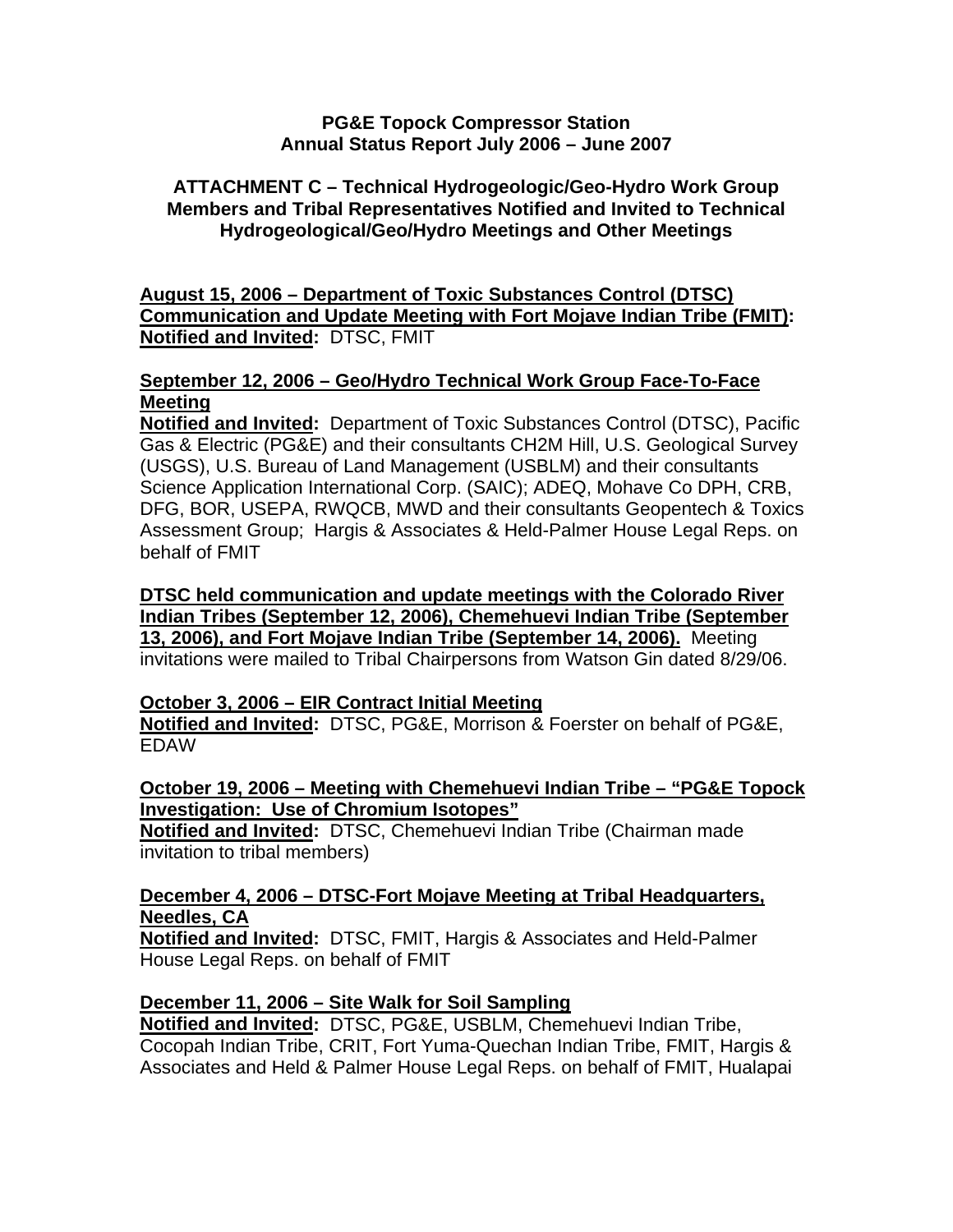**PG&E Topock Compressor Station**
**Annual Status Report July 2006 – June 2007**

**ATTACHMENT C – Technical Hydrogeologic/Geo-Hydro Work Group Members and Tribal Representatives Notified and Invited to Technical Hydrogeological/Geo/Hydro Meetings and Other Meetings**

**August 15, 2006 – Department of Toxic Substances Control (DTSC) Communication and Update Meeting with Fort Mojave Indian Tribe (FMIT):**
**Notified and Invited:** DTSC, FMIT

**September 12, 2006 – Geo/Hydro Technical Work Group Face-To-Face Meeting**
**Notified and Invited:** Department of Toxic Substances Control (DTSC), Pacific Gas & Electric (PG&E) and their consultants CH2M Hill, U.S. Geological Survey (USGS), U.S. Bureau of Land Management (USBLM) and their consultants Science Application International Corp. (SAIC); ADEQ, Mohave Co DPH, CRB, DFG, BOR, USEPA, RWQCB, MWD and their consultants Geopentech & Toxics Assessment Group; Hargis & Associates & Held-Palmer House Legal Reps. on behalf of FMIT

**DTSC held communication and update meetings with the Colorado River Indian Tribes (September 12, 2006), Chemehuevi Indian Tribe (September 13, 2006), and Fort Mojave Indian Tribe (September 14, 2006).** Meeting invitations were mailed to Tribal Chairpersons from Watson Gin dated 8/29/06.

**October 3, 2006 – EIR Contract Initial Meeting**
**Notified and Invited:** DTSC, PG&E, Morrison & Foerster on behalf of PG&E, EDAW

**October 19, 2006 – Meeting with Chemehuevi Indian Tribe – "PG&E Topock Investigation: Use of Chromium Isotopes"**
**Notified and Invited:** DTSC, Chemehuevi Indian Tribe (Chairman made invitation to tribal members)

**December 4, 2006 – DTSC-Fort Mojave Meeting at Tribal Headquarters, Needles, CA**
**Notified and Invited:** DTSC, FMIT, Hargis & Associates and Held-Palmer House Legal Reps. on behalf of FMIT

**December 11, 2006 – Site Walk for Soil Sampling**
**Notified and Invited:** DTSC, PG&E, USBLM, Chemehuevi Indian Tribe, Cocopah Indian Tribe, CRIT, Fort Yuma-Quechan Indian Tribe, FMIT, Hargis & Associates and Held & Palmer House Legal Reps. on behalf of FMIT, Hualapai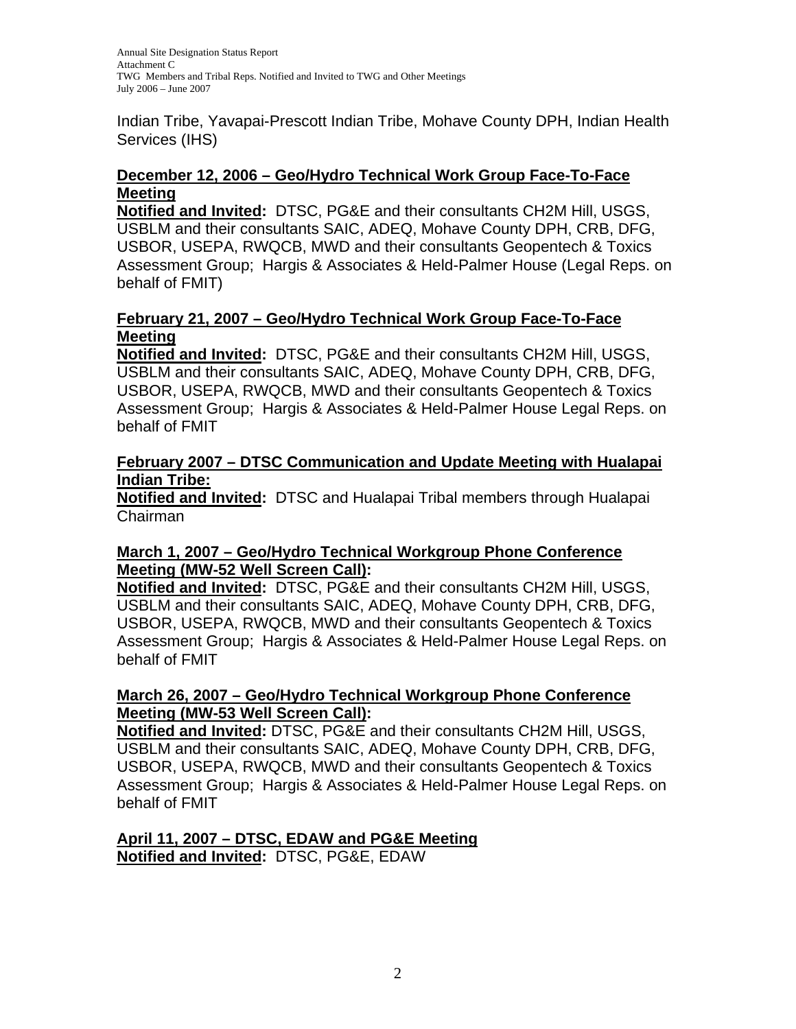Indian Tribe, Yavapai-Prescott Indian Tribe, Mohave County DPH, Indian Health Services (IHS)

**December 12, 2006 – Geo/Hydro Technical Work Group Face-To-Face Meeting**

**Notified and Invited:** DTSC, PG&E and their consultants CH2M Hill, USGS, USBLM and their consultants SAIC, ADEQ, Mohave County DPH, CRB, DFG, USBOR, USEPA, RWQCB, MWD and their consultants Geopentech & Toxics Assessment Group; Hargis & Associates & Held-Palmer House (Legal Reps. on behalf of FMIT)

**February 21, 2007 – Geo/Hydro Technical Work Group Face-To-Face Meeting**

**Notified and Invited:** DTSC, PG&E and their consultants CH2M Hill, USGS, USBLM and their consultants SAIC, ADEQ, Mohave County DPH, CRB, DFG, USBOR, USEPA, RWQCB, MWD and their consultants Geopentech & Toxics Assessment Group; Hargis & Associates & Held-Palmer House Legal Reps. on behalf of FMIT

**February 2007 – DTSC Communication and Update Meeting with Hualapai Indian Tribe:**

**Notified and Invited:** DTSC and Hualapai Tribal members through Hualapai Chairman

**March 1, 2007 – Geo/Hydro Technical Workgroup Phone Conference Meeting (MW-52 Well Screen Call):**

**Notified and Invited:** DTSC, PG&E and their consultants CH2M Hill, USGS, USBLM and their consultants SAIC, ADEQ, Mohave County DPH, CRB, DFG, USBOR, USEPA, RWQCB, MWD and their consultants Geopentech & Toxics Assessment Group; Hargis & Associates & Held-Palmer House Legal Reps. on behalf of FMIT

**March 26, 2007 – Geo/Hydro Technical Workgroup Phone Conference Meeting (MW-53 Well Screen Call):**

**Notified and Invited:** DTSC, PG&E and their consultants CH2M Hill, USGS, USBLM and their consultants SAIC, ADEQ, Mohave County DPH, CRB, DFG, USBOR, USEPA, RWQCB, MWD and their consultants Geopentech & Toxics Assessment Group; Hargis & Associates & Held-Palmer House Legal Reps. on behalf of FMIT

**April 11, 2007 – DTSC, EDAW and PG&E Meeting**

**Notified and Invited:** DTSC, PG&E, EDAW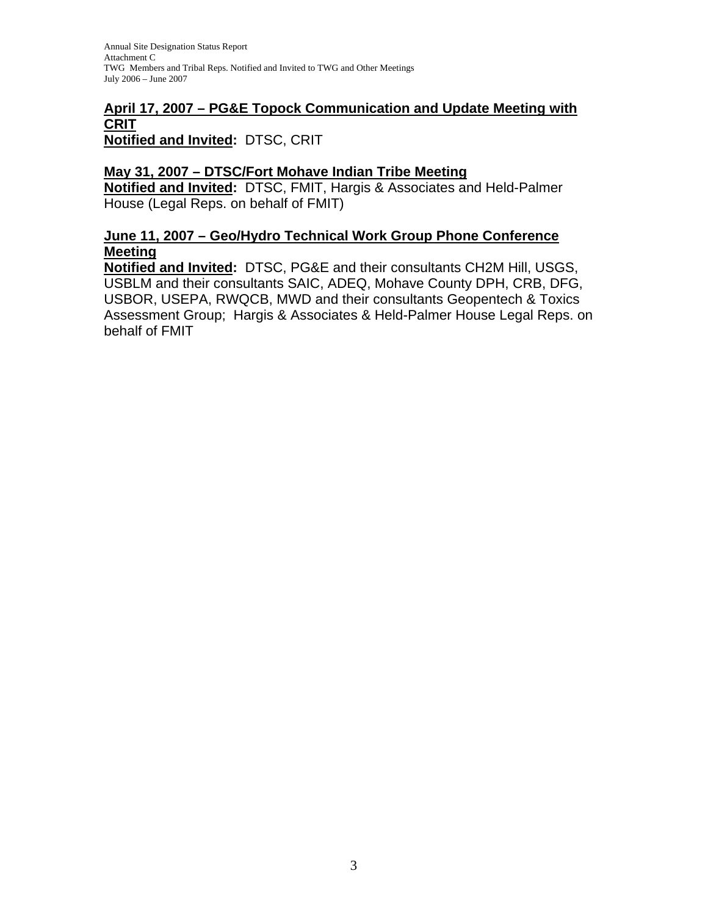**April 17, 2007 – PG&E Topock Communication and Update Meeting with CRIT**
**Notified and Invited:** DTSC, CRIT

**May 31, 2007 – DTSC/Fort Mohave Indian Tribe Meeting**
**Notified and Invited:** DTSC, FMIT, Hargis & Associates and Held-Palmer House (Legal Reps. on behalf of FMIT)

**June 11, 2007 – Geo/Hydro Technical Work Group Phone Conference Meeting**
**Notified and Invited:** DTSC, PG&E and their consultants CH2M Hill, USGS, USBLM and their consultants SAIC, ADEQ, Mohave County DPH, CRB, DFG, USBOR, USEPA, RWQCB, MWD and their consultants Geopentech & Toxics Assessment Group; Hargis & Associates & Held-Palmer House Legal Reps. on behalf of FMIT